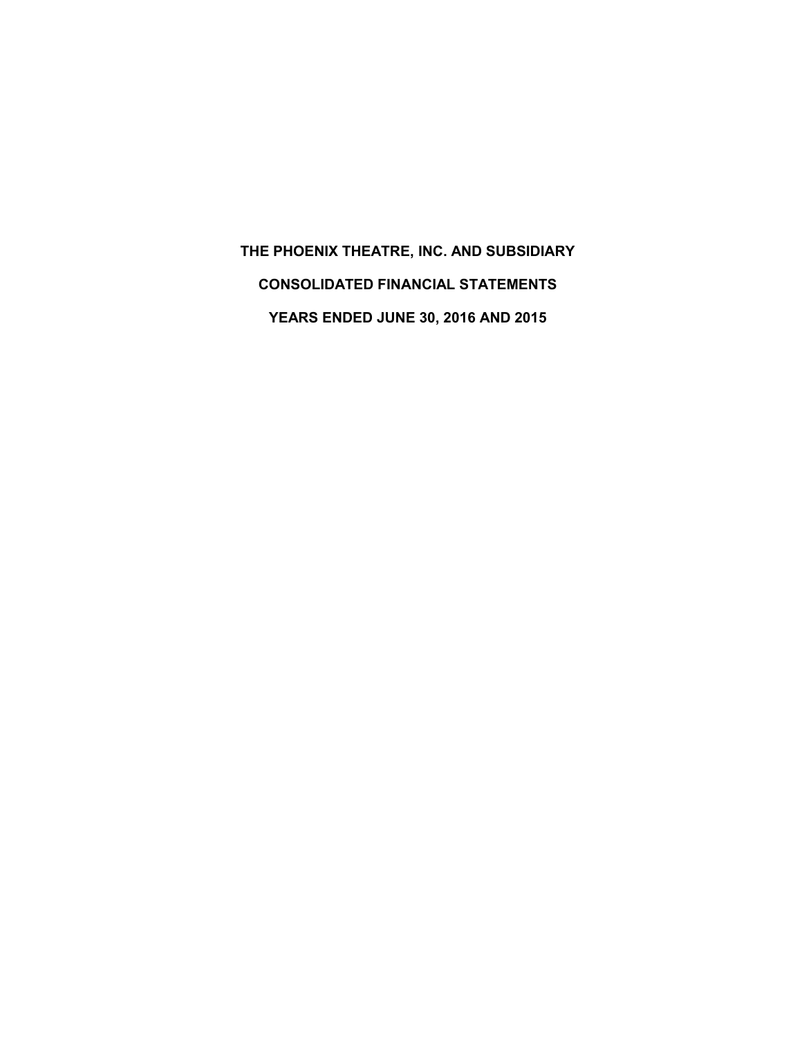# THE PHOENIX THEATRE, INC. AND SUBSIDIARY

# CONSOLIDATED FINANCIAL STATEMENTS

# YEARS ENDED JUNE 30, 2016 AND 2015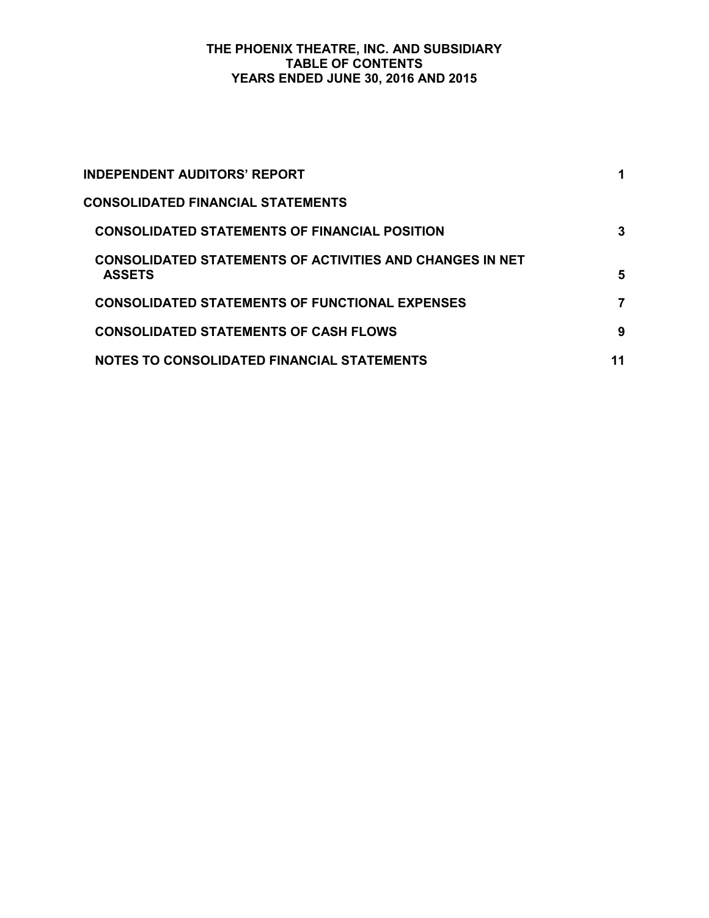# THE PHOENIX THEATRE, INC. AND SUBSIDIARY
## TABLE OF CONTENTS
### YEARS ENDED JUNE 30, 2016 AND 2015

| | |
|---|---|
| **INDEPENDENT AUDITORS' REPORT** | **1** |
| **CONSOLIDATED FINANCIAL STATEMENTS** | |
| **CONSOLIDATED STATEMENTS OF FINANCIAL POSITION** | **3** |
| **CONSOLIDATED STATEMENTS OF ACTIVITIES AND CHANGES IN NET ASSETS** | **5** |
| **CONSOLIDATED STATEMENTS OF FUNCTIONAL EXPENSES** | **7** |
| **CONSOLIDATED STATEMENTS OF CASH FLOWS** | **9** |
| **NOTES TO CONSOLIDATED FINANCIAL STATEMENTS** | **11** |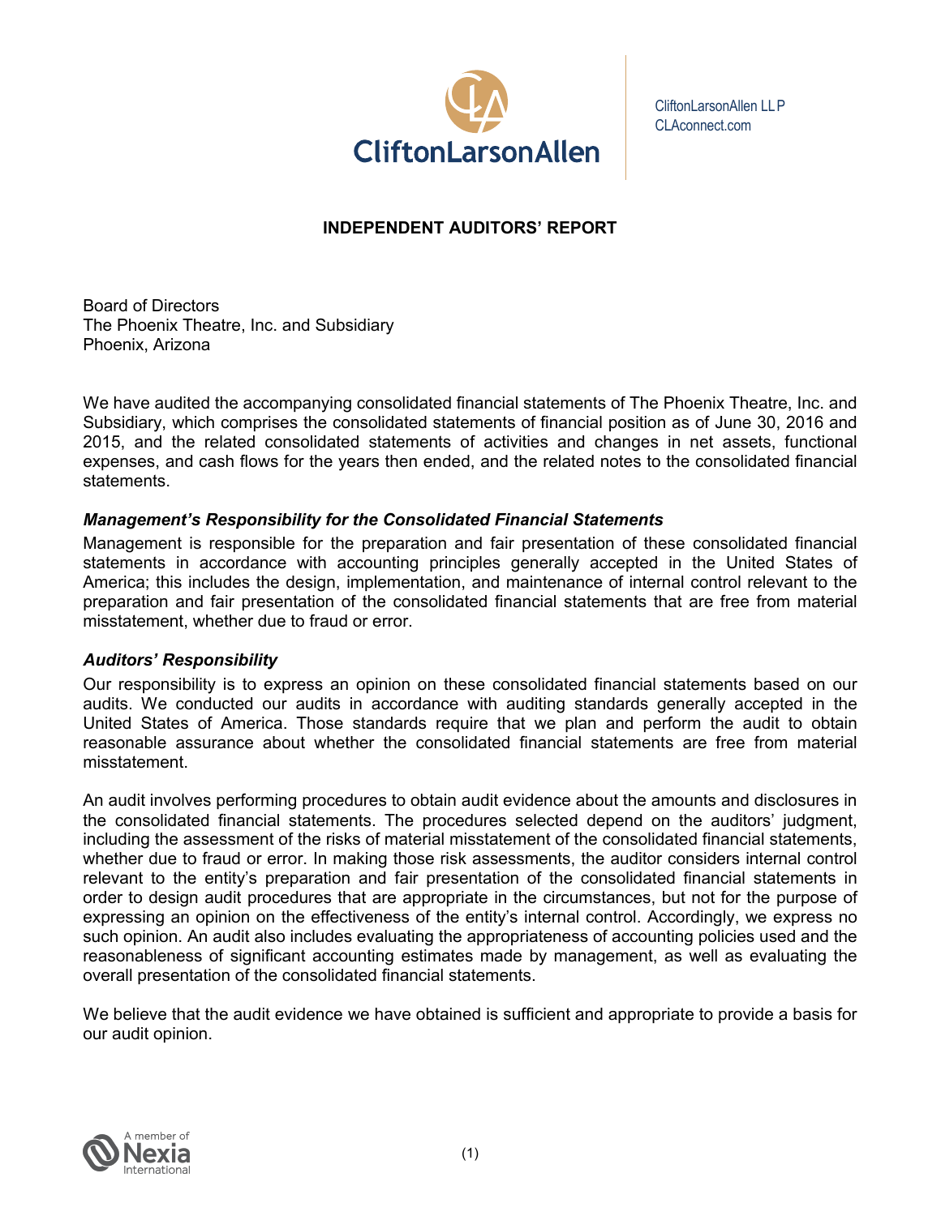CliftonLarsonAllen LLP
CLAconnect.com

## INDEPENDENT AUDITORS' REPORT

Board of Directors
The Phoenix Theatre, Inc. and Subsidiary
Phoenix, Arizona

We have audited the accompanying consolidated financial statements of The Phoenix Theatre, Inc. and Subsidiary, which comprises the consolidated statements of financial position as of June 30, 2016 and 2015, and the related consolidated statements of activities and changes in net assets, functional expenses, and cash flows for the years then ended, and the related notes to the consolidated financial statements.

### *Management's Responsibility for the Consolidated Financial Statements*

Management is responsible for the preparation and fair presentation of these consolidated financial statements in accordance with accounting principles generally accepted in the United States of America; this includes the design, implementation, and maintenance of internal control relevant to the preparation and fair presentation of the consolidated financial statements that are free from material misstatement, whether due to fraud or error.

### *Auditors' Responsibility*

Our responsibility is to express an opinion on these consolidated financial statements based on our audits. We conducted our audits in accordance with auditing standards generally accepted in the United States of America. Those standards require that we plan and perform the audit to obtain reasonable assurance about whether the consolidated financial statements are free from material misstatement.

An audit involves performing procedures to obtain audit evidence about the amounts and disclosures in the consolidated financial statements. The procedures selected depend on the auditors' judgment, including the assessment of the risks of material misstatement of the consolidated financial statements, whether due to fraud or error. In making those risk assessments, the auditor considers internal control relevant to the entity's preparation and fair presentation of the consolidated financial statements in order to design audit procedures that are appropriate in the circumstances, but not for the purpose of expressing an opinion on the effectiveness of the entity's internal control. Accordingly, we express no such opinion. An audit also includes evaluating the appropriateness of accounting policies used and the reasonableness of significant accounting estimates made by management, as well as evaluating the overall presentation of the consolidated financial statements.

We believe that the audit evidence we have obtained is sufficient and appropriate to provide a basis for our audit opinion.

A member of Nexia International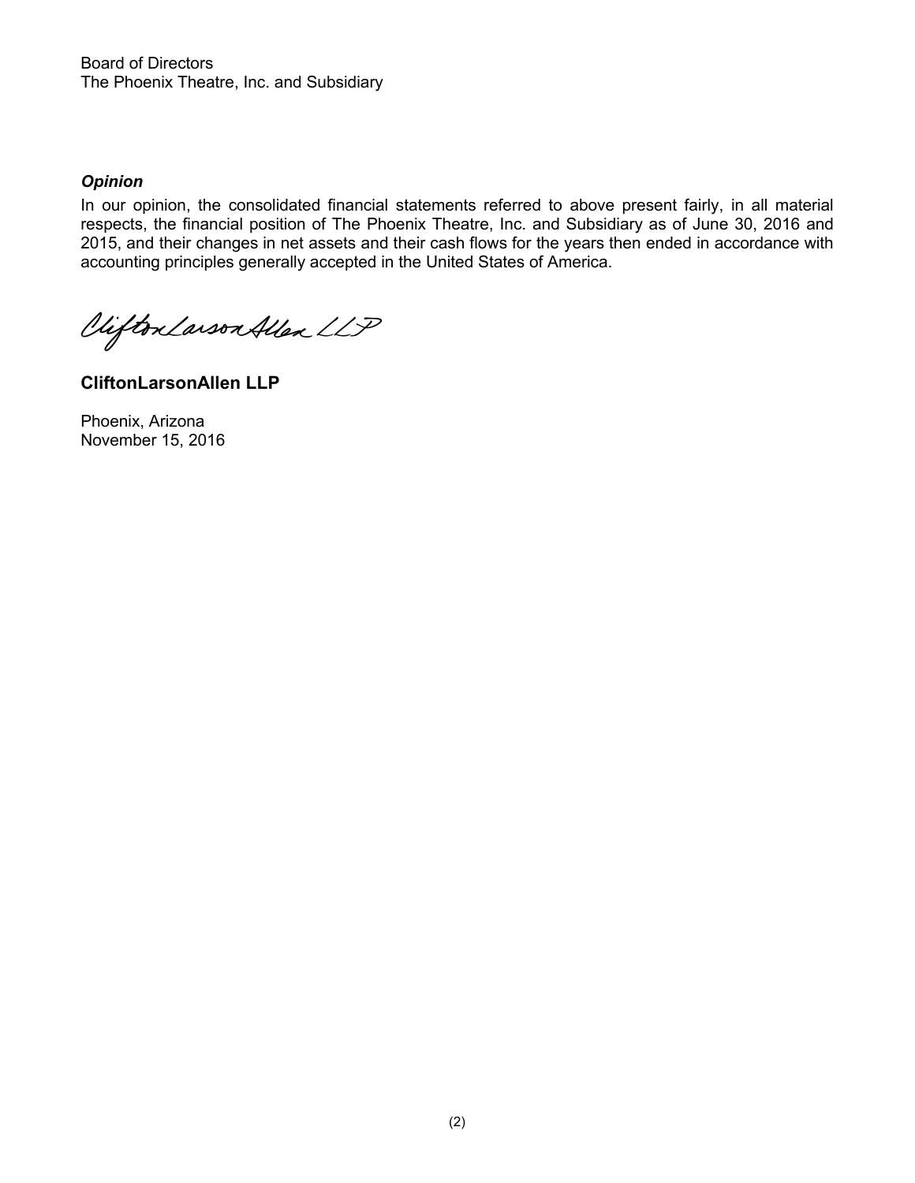Board of Directors
The Phoenix Theatre, Inc. and Subsidiary

***Opinion***

In our opinion, the consolidated financial statements referred to above present fairly, in all material respects, the financial position of The Phoenix Theatre, Inc. and Subsidiary as of June 30, 2016 and 2015, and their changes in net assets and their cash flows for the years then ended in accordance with accounting principles generally accepted in the United States of America.

CliftonLarsonAllen LLP

**CliftonLarsonAllen LLP**

Phoenix, Arizona
November 15, 2016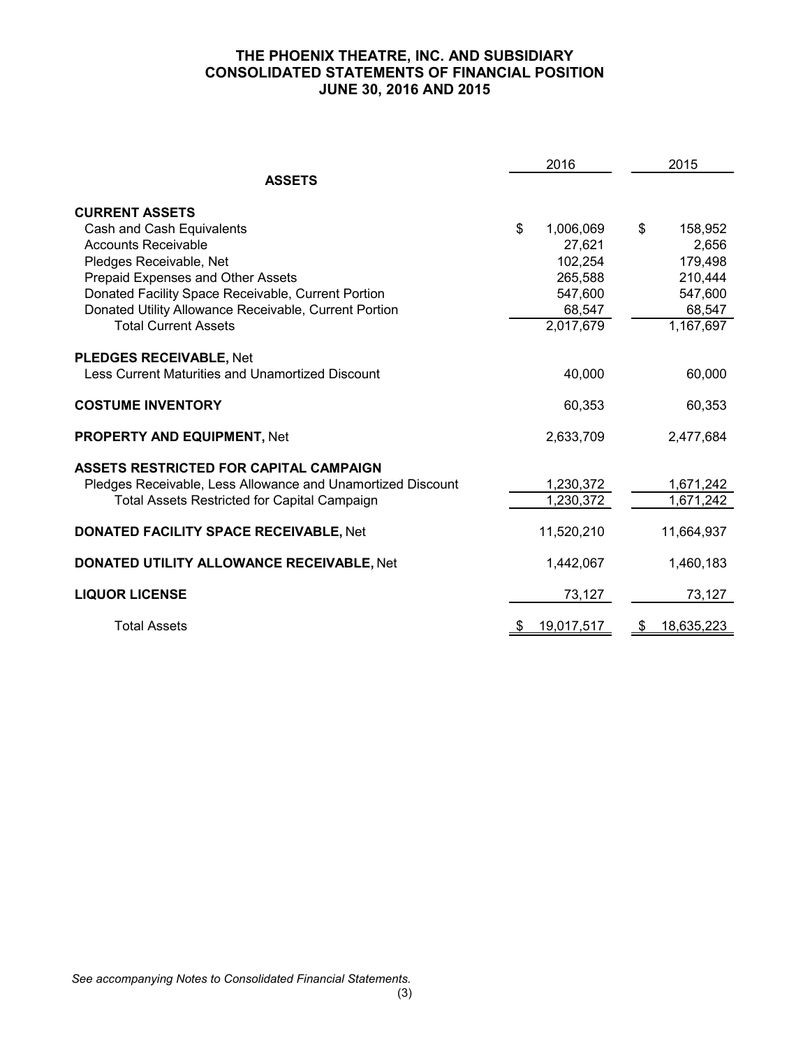# THE PHOENIX THEATRE, INC. AND SUBSIDIARY
## CONSOLIDATED STATEMENTS OF FINANCIAL POSITION
### JUNE 30, 2016 AND 2015

| | 2016 | 2015 |
|---|---|---|
| **ASSETS** | | |
| **CURRENT ASSETS** | | |
| Cash and Cash Equivalents | $ 1,006,069 | $ 158,952 |
| Accounts Receivable | 27,621 | 2,656 |
| Pledges Receivable, Net | 102,254 | 179,498 |
| Prepaid Expenses and Other Assets | 265,588 | 210,444 |
| Donated Facility Space Receivable, Current Portion | 547,600 | 547,600 |
| Donated Utility Allowance Receivable, Current Portion | 68,547 | 68,547 |
| Total Current Assets | 2,017,679 | 1,167,697 |
| **PLEDGES RECEIVABLE,** Net | | |
| Less Current Maturities and Unamortized Discount | 40,000 | 60,000 |
| **COSTUME INVENTORY** | 60,353 | 60,353 |
| **PROPERTY AND EQUIPMENT,** Net | 2,633,709 | 2,477,684 |
| **ASSETS RESTRICTED FOR CAPITAL CAMPAIGN** | | |
| Pledges Receivable, Less Allowance and Unamortized Discount | 1,230,372 | 1,671,242 |
| Total Assets Restricted for Capital Campaign | 1,230,372 | 1,671,242 |
| **DONATED FACILITY SPACE RECEIVABLE,** Net | 11,520,210 | 11,664,937 |
| **DONATED UTILITY ALLOWANCE RECEIVABLE,** Net | 1,442,067 | 1,460,183 |
| **LIQUOR LICENSE** | 73,127 | 73,127 |
| Total Assets | $ 19,017,517 | $ 18,635,223 |

*See accompanying Notes to Consolidated Financial Statements.*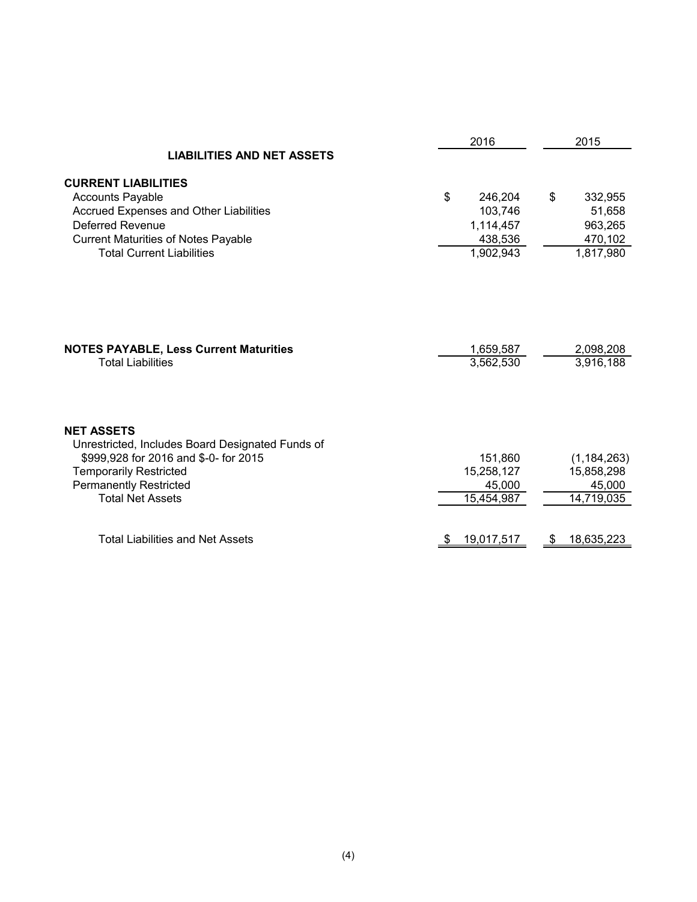| | 2016 | 2015 |
|---|---|---|
| **LIABILITIES AND NET ASSETS** | | |
| **CURRENT LIABILITIES** | | |
| Accounts Payable | $ 246,204 | $ 332,955 |
| Accrued Expenses and Other Liabilities | 103,746 | 51,658 |
| Deferred Revenue | 1,114,457 | 963,265 |
| Current Maturities of Notes Payable | 438,536 | 470,102 |
| Total Current Liabilities | 1,902,943 | 1,817,980 |
| **NOTES PAYABLE, Less Current Maturities** | 1,659,587 | 2,098,208 |
| Total Liabilities | 3,562,530 | 3,916,188 |
| **NET ASSETS** | | |
| Unrestricted, Includes Board Designated Funds of $999,928 for 2016 and $-0- for 2015 | 151,860 | (1,184,263) |
| Temporarily Restricted | 15,258,127 | 15,858,298 |
| Permanently Restricted | 45,000 | 45,000 |
| Total Net Assets | 15,454,987 | 14,719,035 |
| Total Liabilities and Net Assets | $ 19,017,517 | $ 18,635,223 |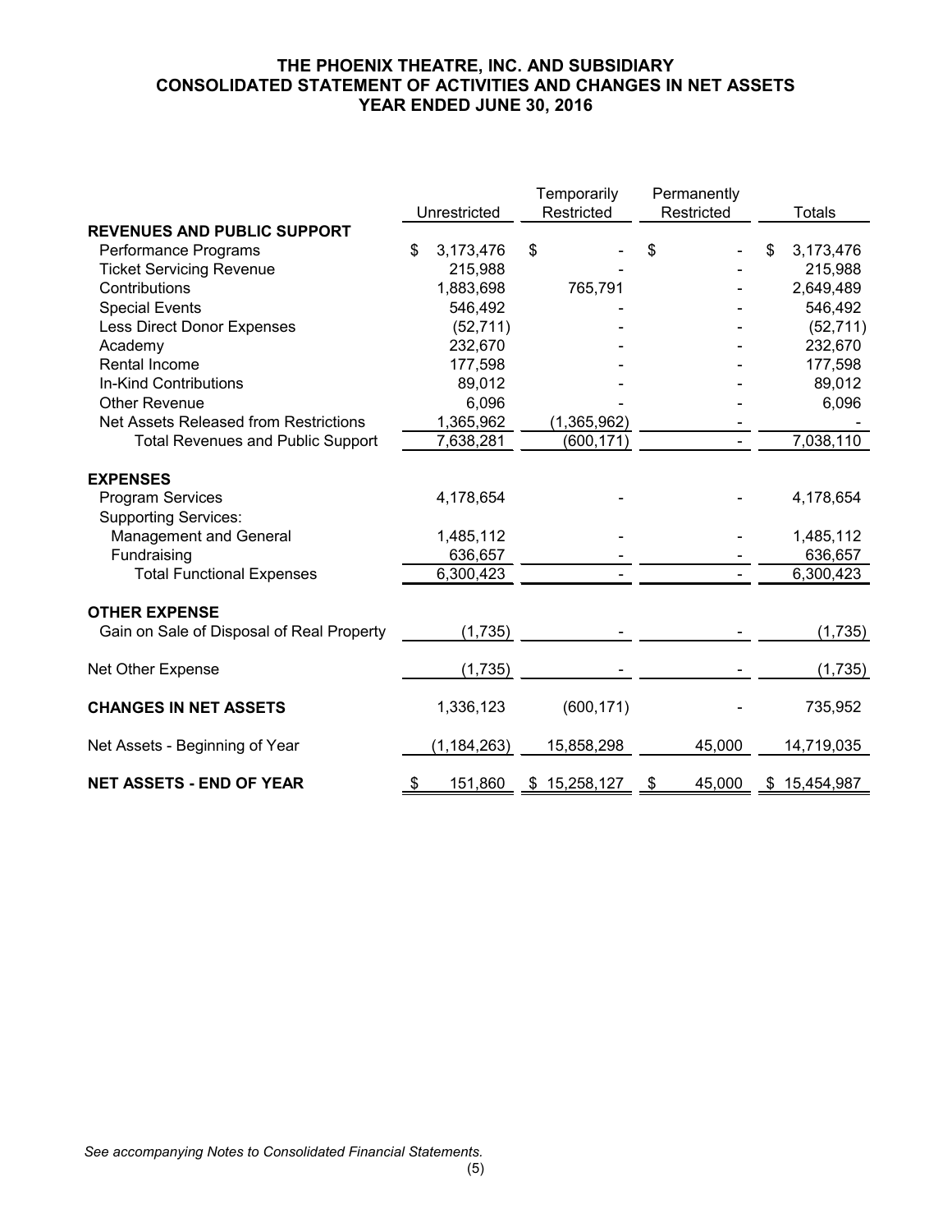# THE PHOENIX THEATRE, INC. AND SUBSIDIARY
## CONSOLIDATED STATEMENT OF ACTIVITIES AND CHANGES IN NET ASSETS
### YEAR ENDED JUNE 30, 2016

| | Unrestricted | Temporarily Restricted | Permanently Restricted | Totals |
|---|---|---|---|---|
| **REVENUES AND PUBLIC SUPPORT** | | | | |
| Performance Programs | $ 3,173,476 | $ - | $ - | $ 3,173,476 |
| Ticket Servicing Revenue | 215,988 | - | - | 215,988 |
| Contributions | 1,883,698 | 765,791 | - | 2,649,489 |
| Special Events | 546,492 | - | - | 546,492 |
| Less Direct Donor Expenses | (52,711) | - | - | (52,711) |
| Academy | 232,670 | - | - | 232,670 |
| Rental Income | 177,598 | - | - | 177,598 |
| In-Kind Contributions | 89,012 | - | - | 89,012 |
| Other Revenue | 6,096 | - | - | 6,096 |
| Net Assets Released from Restrictions | 1,365,962 | (1,365,962) | - | - |
| Total Revenues and Public Support | 7,638,281 | (600,171) | - | 7,038,110 |
| **EXPENSES** | | | | |
| Program Services | 4,178,654 | - | - | 4,178,654 |
| Supporting Services: | | | | |
| Management and General | 1,485,112 | - | - | 1,485,112 |
| Fundraising | 636,657 | - | - | 636,657 |
| Total Functional Expenses | 6,300,423 | - | - | 6,300,423 |
| **OTHER EXPENSE** | | | | |
| Gain on Sale of Disposal of Real Property | (1,735) | - | - | (1,735) |
| Net Other Expense | (1,735) | - | - | (1,735) |
| **CHANGES IN NET ASSETS** | 1,336,123 | (600,171) | - | 735,952 |
| Net Assets - Beginning of Year | (1,184,263) | 15,858,298 | 45,000 | 14,719,035 |
| **NET ASSETS - END OF YEAR** | $ 151,860 | $ 15,258,127 | $ 45,000 | $ 15,454,987 |

*See accompanying Notes to Consolidated Financial Statements.*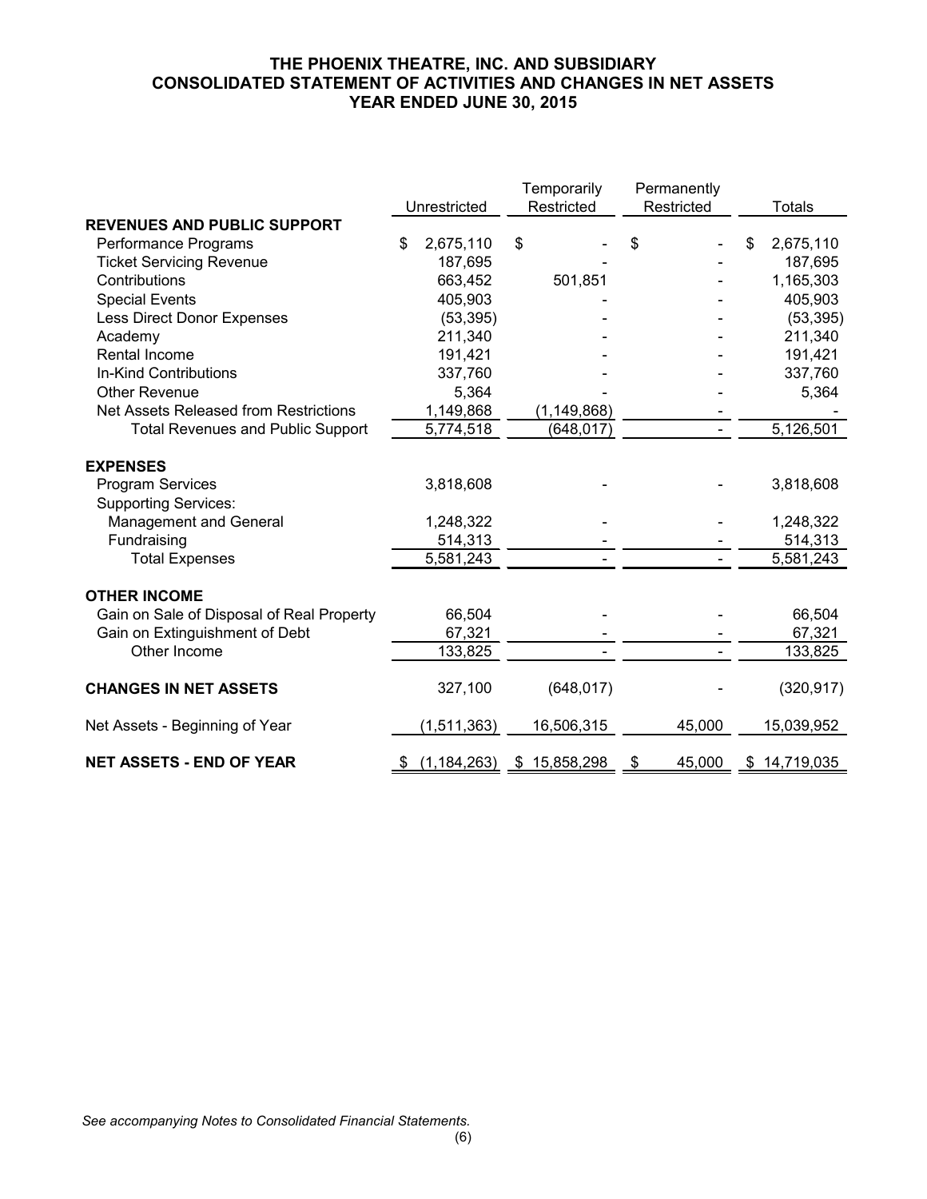# THE PHOENIX THEATRE, INC. AND SUBSIDIARY
# CONSOLIDATED STATEMENT OF ACTIVITIES AND CHANGES IN NET ASSETS
# YEAR ENDED JUNE 30, 2015

| | Unrestricted | Temporarily Restricted | Permanently Restricted | Totals |
|---|---|---|---|---|
| **REVENUES AND PUBLIC SUPPORT** | | | | |
| Performance Programs | $ 2,675,110 | $ - | $ - | $ 2,675,110 |
| Ticket Servicing Revenue | 187,695 | - | - | 187,695 |
| Contributions | 663,452 | 501,851 | - | 1,165,303 |
| Special Events | 405,903 | - | - | 405,903 |
| Less Direct Donor Expenses | (53,395) | - | - | (53,395) |
| Academy | 211,340 | - | - | 211,340 |
| Rental Income | 191,421 | - | - | 191,421 |
| In-Kind Contributions | 337,760 | - | - | 337,760 |
| Other Revenue | 5,364 | - | - | 5,364 |
| Net Assets Released from Restrictions | 1,149,868 | (1,149,868) | - | - |
| Total Revenues and Public Support | 5,774,518 | (648,017) | - | 5,126,501 |
| **EXPENSES** | | | | |
| Program Services | 3,818,608 | - | - | 3,818,608 |
| Supporting Services: | | | | |
| Management and General | 1,248,322 | - | - | 1,248,322 |
| Fundraising | 514,313 | - | - | 514,313 |
| Total Expenses | 5,581,243 | - | - | 5,581,243 |
| **OTHER INCOME** | | | | |
| Gain on Sale of Disposal of Real Property | 66,504 | - | - | 66,504 |
| Gain on Extinguishment of Debt | 67,321 | - | - | 67,321 |
| Other Income | 133,825 | - | - | 133,825 |
| **CHANGES IN NET ASSETS** | 327,100 | (648,017) | - | (320,917) |
| Net Assets - Beginning of Year | (1,511,363) | 16,506,315 | 45,000 | 15,039,952 |
| **NET ASSETS - END OF YEAR** | $ (1,184,263) | $ 15,858,298 | $ 45,000 | $ 14,719,035 |

*See accompanying Notes to Consolidated Financial Statements.*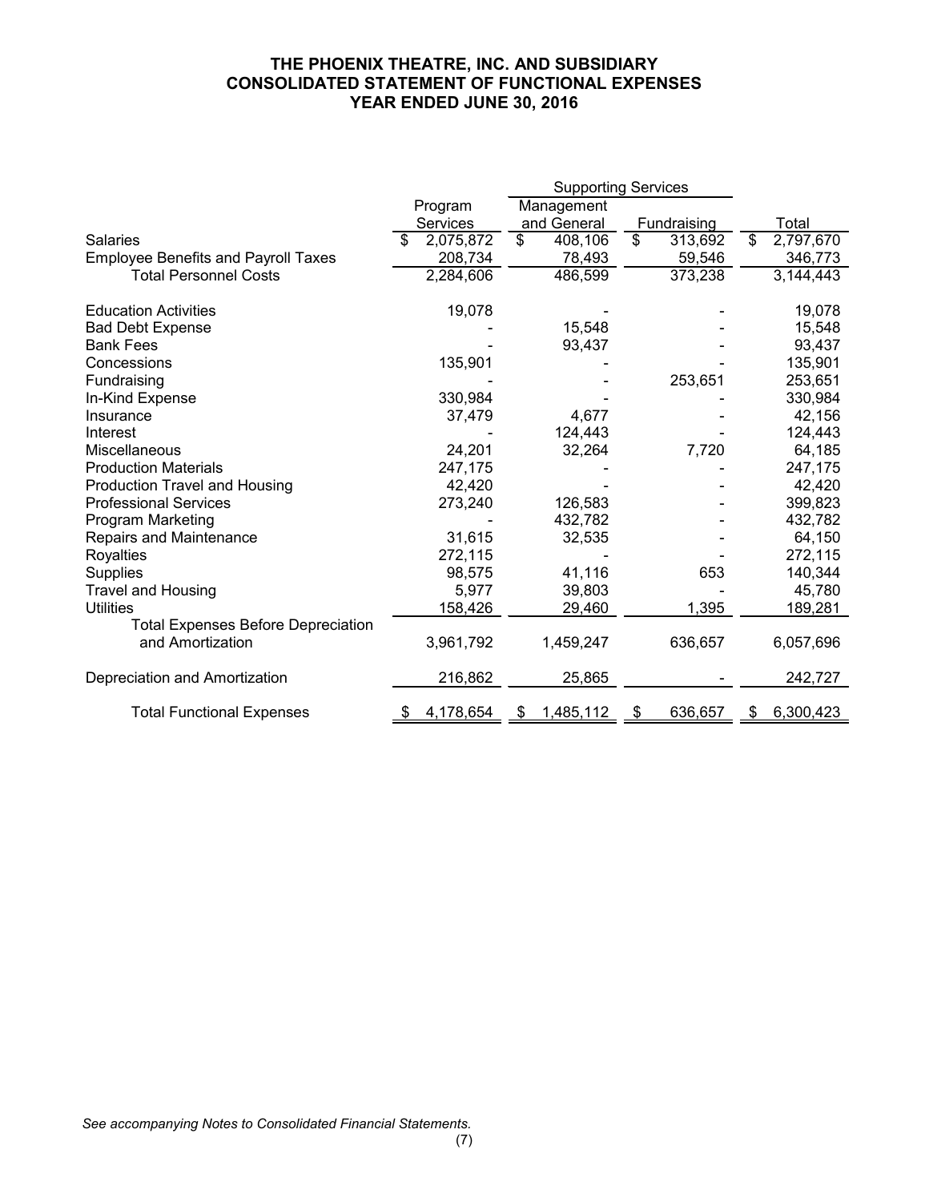# THE PHOENIX THEATRE, INC. AND SUBSIDIARY
# CONSOLIDATED STATEMENT OF FUNCTIONAL EXPENSES
# YEAR ENDED JUNE 30, 2016

| | Program Services | Supporting Services | | Total |
|---|---|---|---|---|
| | | Management and General | Fundraising | |
| Salaries | $ 2,075,872 | $ 408,106 | $ 313,692 | $ 2,797,670 |
| Employee Benefits and Payroll Taxes | 208,734 | 78,493 | 59,546 | 346,773 |
| Total Personnel Costs | 2,284,606 | 486,599 | 373,238 | 3,144,443 |
| | | | | |
| Education Activities | 19,078 | - | - | 19,078 |
| Bad Debt Expense | - | 15,548 | - | 15,548 |
| Bank Fees | - | 93,437 | - | 93,437 |
| Concessions | 135,901 | - | - | 135,901 |
| Fundraising | - | - | 253,651 | 253,651 |
| In-Kind Expense | 330,984 | - | - | 330,984 |
| Insurance | 37,479 | 4,677 | - | 42,156 |
| Interest | - | 124,443 | - | 124,443 |
| Miscellaneous | 24,201 | 32,264 | 7,720 | 64,185 |
| Production Materials | 247,175 | - | - | 247,175 |
| Production Travel and Housing | 42,420 | - | - | 42,420 |
| Professional Services | 273,240 | 126,583 | - | 399,823 |
| Program Marketing | - | 432,782 | - | 432,782 |
| Repairs and Maintenance | 31,615 | 32,535 | - | 64,150 |
| Royalties | 272,115 | - | - | 272,115 |
| Supplies | 98,575 | 41,116 | 653 | 140,344 |
| Travel and Housing | 5,977 | 39,803 | - | 45,780 |
| Utilities | 158,426 | 29,460 | 1,395 | 189,281 |
| Total Expenses Before Depreciation and Amortization | 3,961,792 | 1,459,247 | 636,657 | 6,057,696 |
| | | | | |
| Depreciation and Amortization | 216,862 | 25,865 | - | 242,727 |
| | | | | |
| Total Functional Expenses | $ 4,178,654 | $ 1,485,112 | $ 636,657 | $ 6,300,423 |

*See accompanying Notes to Consolidated Financial Statements.*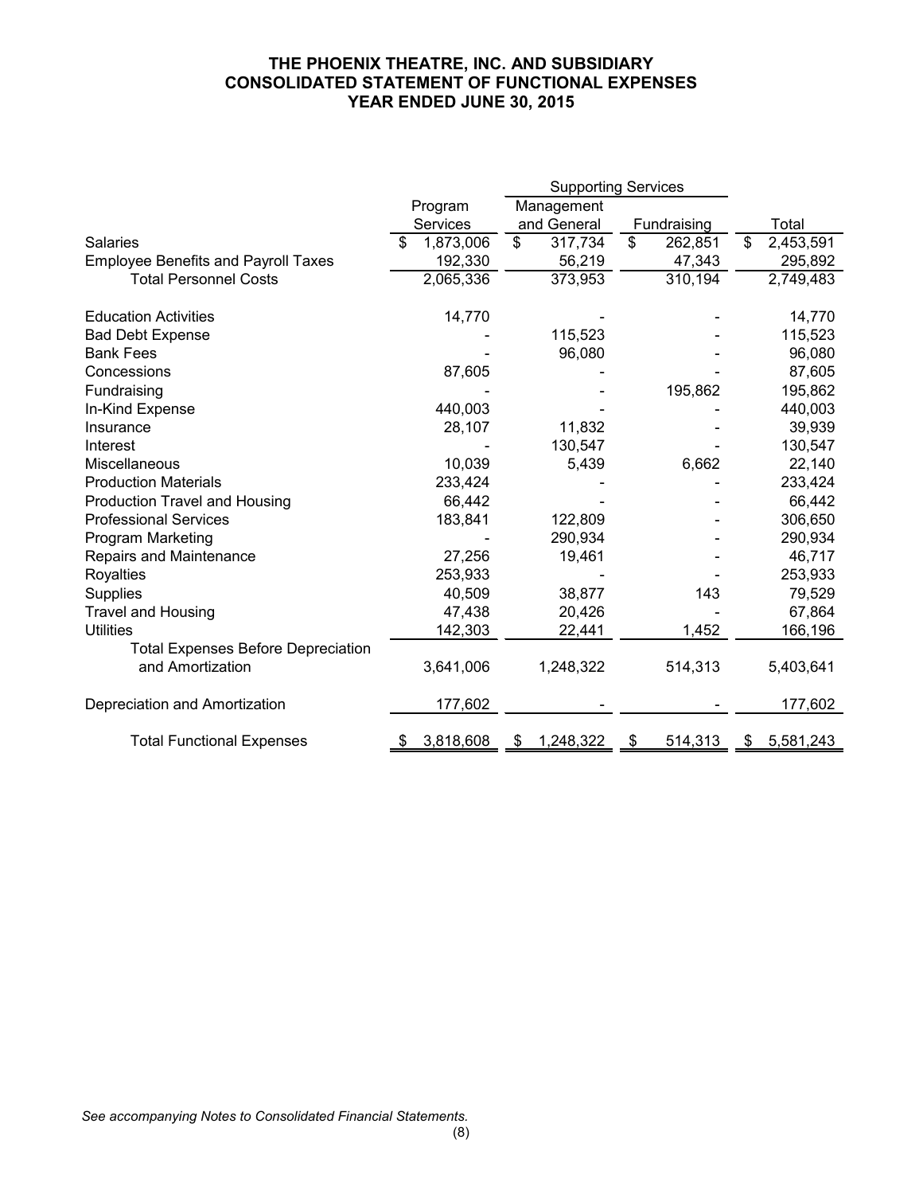# THE PHOENIX THEATRE, INC. AND SUBSIDIARY
# CONSOLIDATED STATEMENT OF FUNCTIONAL EXPENSES
# YEAR ENDED JUNE 30, 2015

| | Program Services | Supporting Services | | Total |
|---|---|---|---|---|
| | | Management and General | Fundraising | |
| Salaries | $ 1,873,006 | $ 317,734 | $ 262,851 | $ 2,453,591 |
| Employee Benefits and Payroll Taxes | 192,330 | 56,219 | 47,343 | 295,892 |
| Total Personnel Costs | 2,065,336 | 373,953 | 310,194 | 2,749,483 |
| Education Activities | 14,770 | - | - | 14,770 |
| Bad Debt Expense | - | 115,523 | - | 115,523 |
| Bank Fees | - | 96,080 | - | 96,080 |
| Concessions | 87,605 | - | - | 87,605 |
| Fundraising | - | - | 195,862 | 195,862 |
| In-Kind Expense | 440,003 | - | - | 440,003 |
| Insurance | 28,107 | 11,832 | - | 39,939 |
| Interest | - | 130,547 | - | 130,547 |
| Miscellaneous | 10,039 | 5,439 | 6,662 | 22,140 |
| Production Materials | 233,424 | - | - | 233,424 |
| Production Travel and Housing | 66,442 | - | - | 66,442 |
| Professional Services | 183,841 | 122,809 | - | 306,650 |
| Program Marketing | - | 290,934 | - | 290,934 |
| Repairs and Maintenance | 27,256 | 19,461 | - | 46,717 |
| Royalties | 253,933 | - | - | 253,933 |
| Supplies | 40,509 | 38,877 | 143 | 79,529 |
| Travel and Housing | 47,438 | 20,426 | - | 67,864 |
| Utilities | 142,303 | 22,441 | 1,452 | 166,196 |
| Total Expenses Before Depreciation and Amortization | 3,641,006 | 1,248,322 | 514,313 | 5,403,641 |
| Depreciation and Amortization | 177,602 | - | - | 177,602 |
| Total Functional Expenses | $ 3,818,608 | $ 1,248,322 | $ 514,313 | $ 5,581,243 |

*See accompanying Notes to Consolidated Financial Statements.*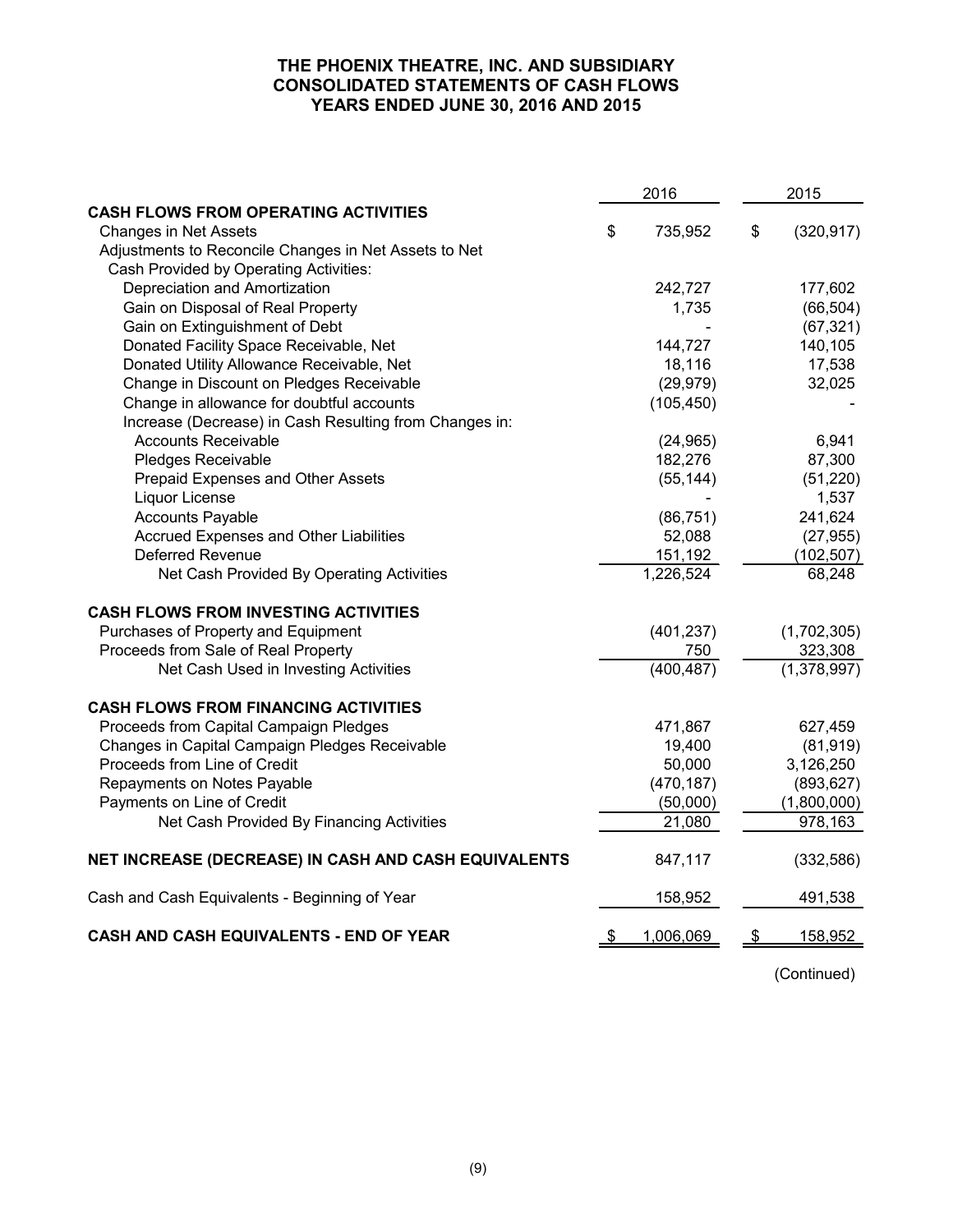# THE PHOENIX THEATRE, INC. AND SUBSIDIARY
# CONSOLIDATED STATEMENTS OF CASH FLOWS
# YEARS ENDED JUNE 30, 2016 AND 2015

| | 2016 | 2015 |
|---|---|---|
| **CASH FLOWS FROM OPERATING ACTIVITIES** | | |
| Changes in Net Assets | $ 735,952 | $ (320,917) |
| Adjustments to Reconcile Changes in Net Assets to Net Cash Provided by Operating Activities: | | |
| Depreciation and Amortization | 242,727 | 177,602 |
| Gain on Disposal of Real Property | 1,735 | (66,504) |
| Gain on Extinguishment of Debt | - | (67,321) |
| Donated Facility Space Receivable, Net | 144,727 | 140,105 |
| Donated Utility Allowance Receivable, Net | 18,116 | 17,538 |
| Change in Discount on Pledges Receivable | (29,979) | 32,025 |
| Change in allowance for doubtful accounts | (105,450) | - |
| Increase (Decrease) in Cash Resulting from Changes in: | | |
| Accounts Receivable | (24,965) | 6,941 |
| Pledges Receivable | 182,276 | 87,300 |
| Prepaid Expenses and Other Assets | (55,144) | (51,220) |
| Liquor License | - | 1,537 |
| Accounts Payable | (86,751) | 241,624 |
| Accrued Expenses and Other Liabilities | 52,088 | (27,955) |
| Deferred Revenue | 151,192 | (102,507) |
| Net Cash Provided By Operating Activities | 1,226,524 | 68,248 |
| **CASH FLOWS FROM INVESTING ACTIVITIES** | | |
| Purchases of Property and Equipment | (401,237) | (1,702,305) |
| Proceeds from Sale of Real Property | 750 | 323,308 |
| Net Cash Used in Investing Activities | (400,487) | (1,378,997) |
| **CASH FLOWS FROM FINANCING ACTIVITIES** | | |
| Proceeds from Capital Campaign Pledges | 471,867 | 627,459 |
| Changes in Capital Campaign Pledges Receivable | 19,400 | (81,919) |
| Proceeds from Line of Credit | 50,000 | 3,126,250 |
| Repayments on Notes Payable | (470,187) | (893,627) |
| Payments on Line of Credit | (50,000) | (1,800,000) |
| Net Cash Provided By Financing Activities | 21,080 | 978,163 |
| **NET INCREASE (DECREASE) IN CASH AND CASH EQUIVALENTS** | 847,117 | (332,586) |
| Cash and Cash Equivalents - Beginning of Year | 158,952 | 491,538 |
| **CASH AND CASH EQUIVALENTS - END OF YEAR** | $ 1,006,069 | $ 158,952 |

(Continued)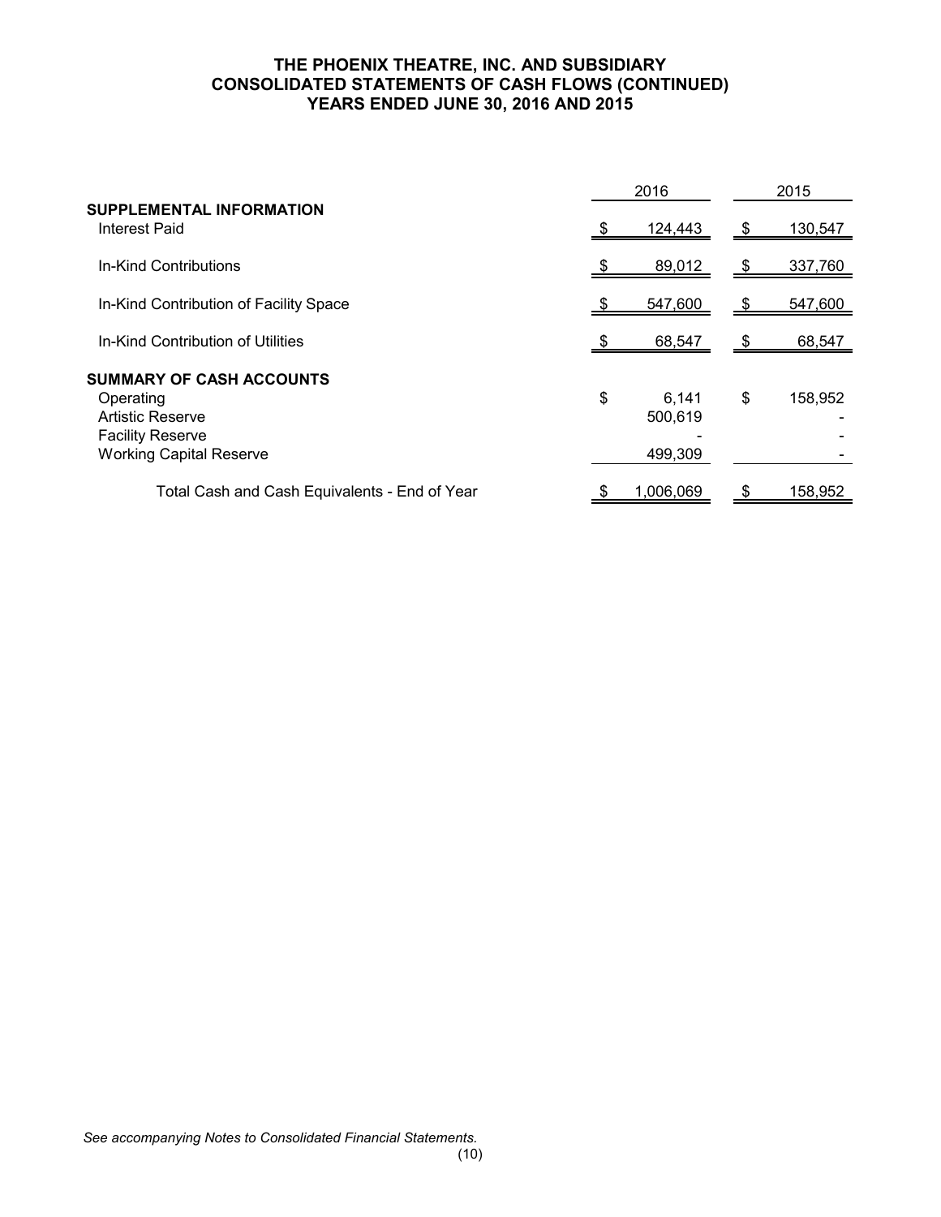# THE PHOENIX THEATRE, INC. AND SUBSIDIARY
## CONSOLIDATED STATEMENTS OF CASH FLOWS (CONTINUED)
### YEARS ENDED JUNE 30, 2016 AND 2015

| | 2016 | 2015 |
|---|---|---|
| **SUPPLEMENTAL INFORMATION** | | |
| Interest Paid | $ 124,443 | $ 130,547 |
| In-Kind Contributions | $ 89,012 | $ 337,760 |
| In-Kind Contribution of Facility Space | $ 547,600 | $ 547,600 |
| In-Kind Contribution of Utilities | $ 68,547 | $ 68,547 |
| **SUMMARY OF CASH ACCOUNTS** | | |
| Operating | $ 6,141 | $ 158,952 |
| Artistic Reserve | 500,619 | - |
| Facility Reserve | - | - |
| Working Capital Reserve | 499,309 | - |
| Total Cash and Cash Equivalents - End of Year | $ 1,006,069 | $ 158,952 |

*See accompanying Notes to Consolidated Financial Statements.*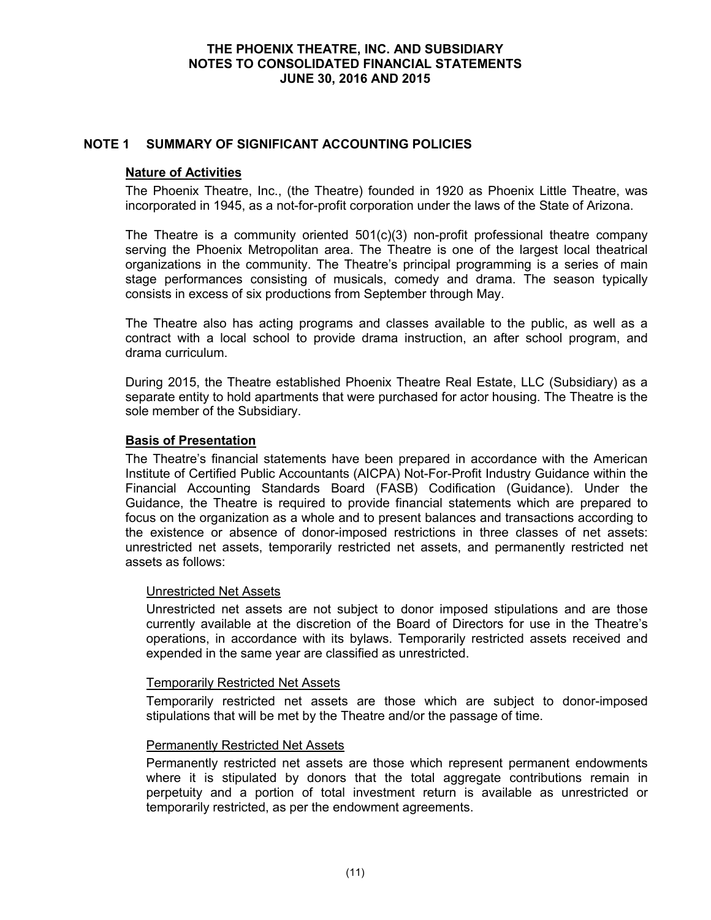## NOTE 1 SUMMARY OF SIGNIFICANT ACCOUNTING POLICIES

### Nature of Activities

The Phoenix Theatre, Inc., (the Theatre) founded in 1920 as Phoenix Little Theatre, was incorporated in 1945, as a not-for-profit corporation under the laws of the State of Arizona.

The Theatre is a community oriented 501(c)(3) non-profit professional theatre company serving the Phoenix Metropolitan area. The Theatre is one of the largest local theatrical organizations in the community. The Theatre's principal programming is a series of main stage performances consisting of musicals, comedy and drama. The season typically consists in excess of six productions from September through May.

The Theatre also has acting programs and classes available to the public, as well as a contract with a local school to provide drama instruction, an after school program, and drama curriculum.

During 2015, the Theatre established Phoenix Theatre Real Estate, LLC (Subsidiary) as a separate entity to hold apartments that were purchased for actor housing. The Theatre is the sole member of the Subsidiary.

### Basis of Presentation

The Theatre's financial statements have been prepared in accordance with the American Institute of Certified Public Accountants (AICPA) Not-For-Profit Industry Guidance within the Financial Accounting Standards Board (FASB) Codification (Guidance). Under the Guidance, the Theatre is required to provide financial statements which are prepared to focus on the organization as a whole and to present balances and transactions according to the existence or absence of donor-imposed restrictions in three classes of net assets: unrestricted net assets, temporarily restricted net assets, and permanently restricted net assets as follows:

#### Unrestricted Net Assets

Unrestricted net assets are not subject to donor imposed stipulations and are those currently available at the discretion of the Board of Directors for use in the Theatre's operations, in accordance with its bylaws. Temporarily restricted assets received and expended in the same year are classified as unrestricted.

#### Temporarily Restricted Net Assets

Temporarily restricted net assets are those which are subject to donor-imposed stipulations that will be met by the Theatre and/or the passage of time.

#### Permanently Restricted Net Assets

Permanently restricted net assets are those which represent permanent endowments where it is stipulated by donors that the total aggregate contributions remain in perpetuity and a portion of total investment return is available as unrestricted or temporarily restricted, as per the endowment agreements.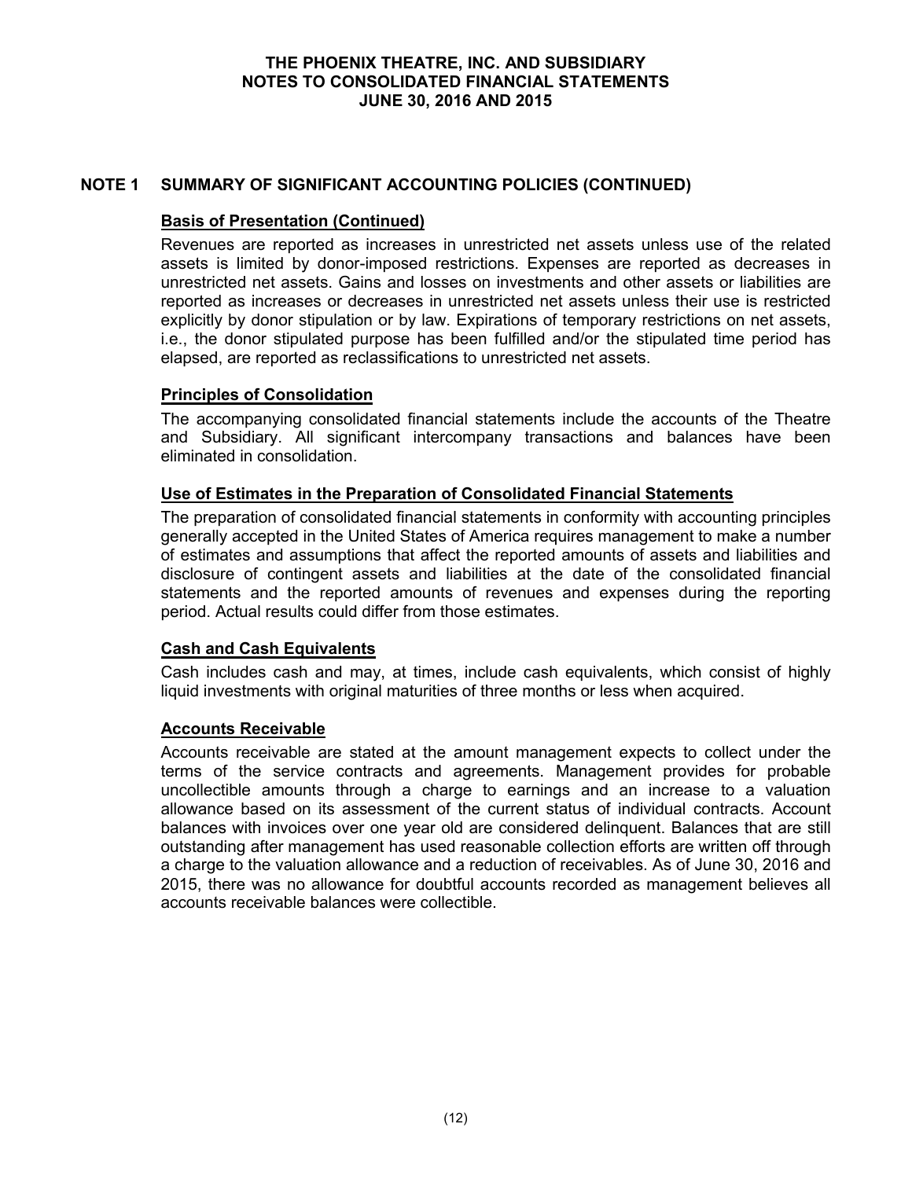## NOTE 1 SUMMARY OF SIGNIFICANT ACCOUNTING POLICIES (CONTINUED)

### Basis of Presentation (Continued)

Revenues are reported as increases in unrestricted net assets unless use of the related assets is limited by donor-imposed restrictions. Expenses are reported as decreases in unrestricted net assets. Gains and losses on investments and other assets or liabilities are reported as increases or decreases in unrestricted net assets unless their use is restricted explicitly by donor stipulation or by law. Expirations of temporary restrictions on net assets, i.e., the donor stipulated purpose has been fulfilled and/or the stipulated time period has elapsed, are reported as reclassifications to unrestricted net assets.

### Principles of Consolidation

The accompanying consolidated financial statements include the accounts of the Theatre and Subsidiary. All significant intercompany transactions and balances have been eliminated in consolidation.

### Use of Estimates in the Preparation of Consolidated Financial Statements

The preparation of consolidated financial statements in conformity with accounting principles generally accepted in the United States of America requires management to make a number of estimates and assumptions that affect the reported amounts of assets and liabilities and disclosure of contingent assets and liabilities at the date of the consolidated financial statements and the reported amounts of revenues and expenses during the reporting period. Actual results could differ from those estimates.

### Cash and Cash Equivalents

Cash includes cash and may, at times, include cash equivalents, which consist of highly liquid investments with original maturities of three months or less when acquired.

### Accounts Receivable

Accounts receivable are stated at the amount management expects to collect under the terms of the service contracts and agreements. Management provides for probable uncollectible amounts through a charge to earnings and an increase to a valuation allowance based on its assessment of the current status of individual contracts. Account balances with invoices over one year old are considered delinquent. Balances that are still outstanding after management has used reasonable collection efforts are written off through a charge to the valuation allowance and a reduction of receivables. As of June 30, 2016 and 2015, there was no allowance for doubtful accounts recorded as management believes all accounts receivable balances were collectible.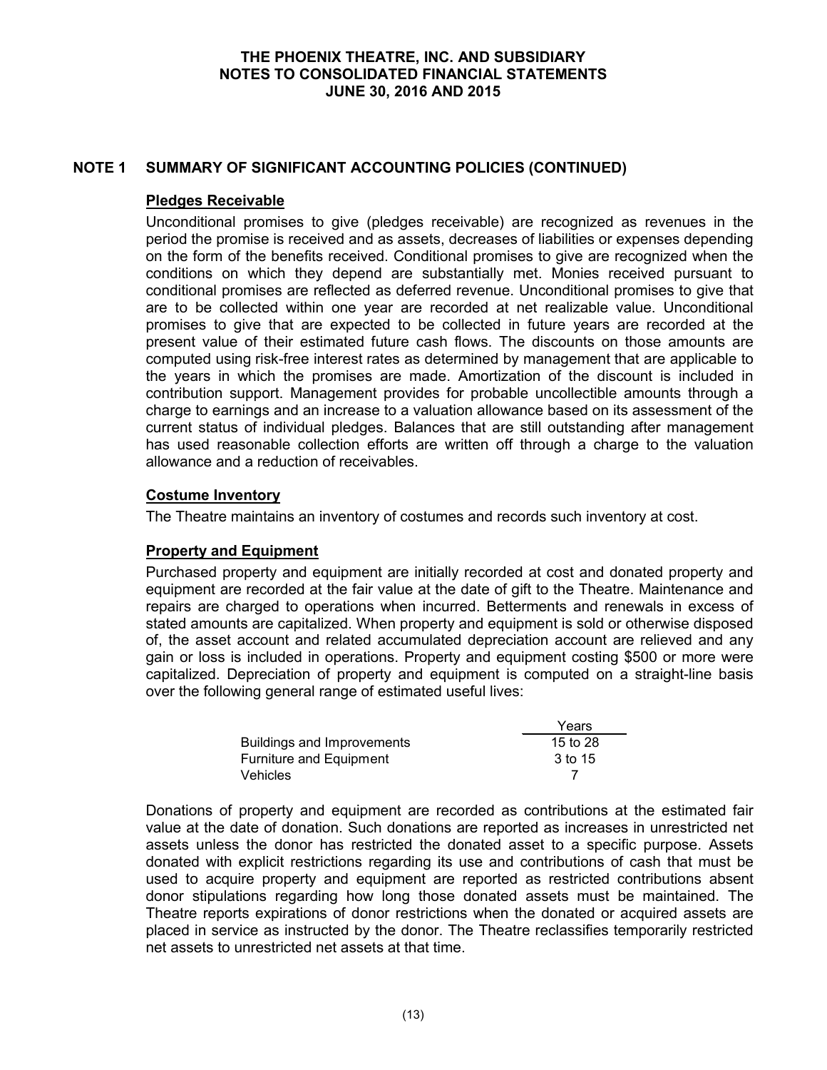## NOTE 1 SUMMARY OF SIGNIFICANT ACCOUNTING POLICIES (CONTINUED)

### Pledges Receivable

Unconditional promises to give (pledges receivable) are recognized as revenues in the period the promise is received and as assets, decreases of liabilities or expenses depending on the form of the benefits received. Conditional promises to give are recognized when the conditions on which they depend are substantially met. Monies received pursuant to conditional promises are reflected as deferred revenue. Unconditional promises to give that are to be collected within one year are recorded at net realizable value. Unconditional promises to give that are expected to be collected in future years are recorded at the present value of their estimated future cash flows. The discounts on those amounts are computed using risk-free interest rates as determined by management that are applicable to the years in which the promises are made. Amortization of the discount is included in contribution support. Management provides for probable uncollectible amounts through a charge to earnings and an increase to a valuation allowance based on its assessment of the current status of individual pledges. Balances that are still outstanding after management has used reasonable collection efforts are written off through a charge to the valuation allowance and a reduction of receivables.

### Costume Inventory

The Theatre maintains an inventory of costumes and records such inventory at cost.

### Property and Equipment

Purchased property and equipment are initially recorded at cost and donated property and equipment are recorded at the fair value at the date of gift to the Theatre. Maintenance and repairs are charged to operations when incurred. Betterments and renewals in excess of stated amounts are capitalized. When property and equipment is sold or otherwise disposed of, the asset account and related accumulated depreciation account are relieved and any gain or loss is included in operations. Property and equipment costing $500 or more were capitalized. Depreciation of property and equipment is computed on a straight-line basis over the following general range of estimated useful lives:

| | Years |
|---|---|
| Buildings and Improvements | 15 to 28 |
| Furniture and Equipment | 3 to 15 |
| Vehicles | 7 |

Donations of property and equipment are recorded as contributions at the estimated fair value at the date of donation. Such donations are reported as increases in unrestricted net assets unless the donor has restricted the donated asset to a specific purpose. Assets donated with explicit restrictions regarding its use and contributions of cash that must be used to acquire property and equipment are reported as restricted contributions absent donor stipulations regarding how long those donated assets must be maintained. The Theatre reports expirations of donor restrictions when the donated or acquired assets are placed in service as instructed by the donor. The Theatre reclassifies temporarily restricted net assets to unrestricted net assets at that time.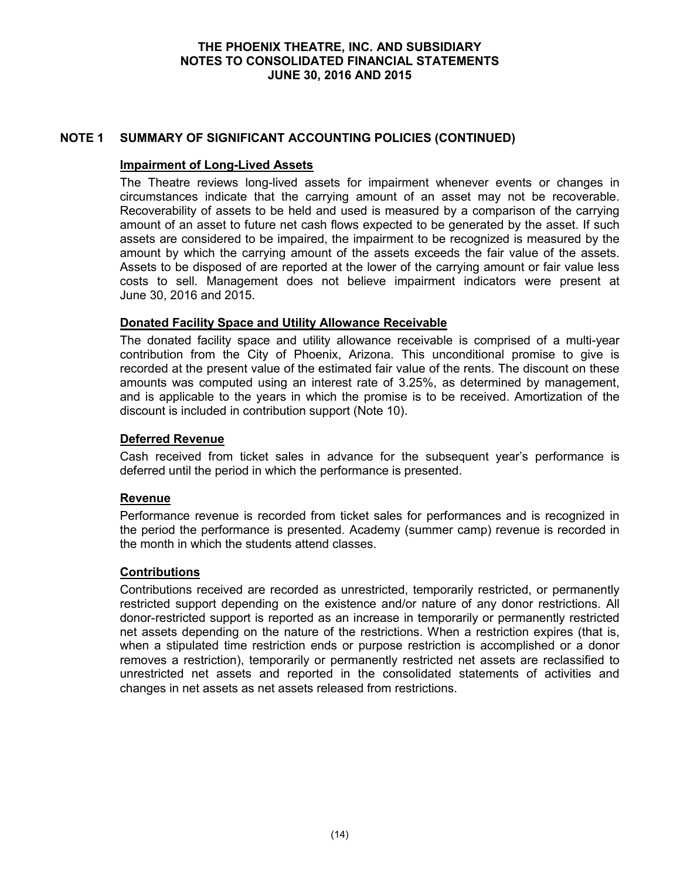## NOTE 1 SUMMARY OF SIGNIFICANT ACCOUNTING POLICIES (CONTINUED)

### Impairment of Long-Lived Assets

The Theatre reviews long-lived assets for impairment whenever events or changes in circumstances indicate that the carrying amount of an asset may not be recoverable. Recoverability of assets to be held and used is measured by a comparison of the carrying amount of an asset to future net cash flows expected to be generated by the asset. If such assets are considered to be impaired, the impairment to be recognized is measured by the amount by which the carrying amount of the assets exceeds the fair value of the assets. Assets to be disposed of are reported at the lower of the carrying amount or fair value less costs to sell. Management does not believe impairment indicators were present at June 30, 2016 and 2015.

### Donated Facility Space and Utility Allowance Receivable

The donated facility space and utility allowance receivable is comprised of a multi-year contribution from the City of Phoenix, Arizona. This unconditional promise to give is recorded at the present value of the estimated fair value of the rents. The discount on these amounts was computed using an interest rate of 3.25%, as determined by management, and is applicable to the years in which the promise is to be received. Amortization of the discount is included in contribution support (Note 10).

### Deferred Revenue

Cash received from ticket sales in advance for the subsequent year's performance is deferred until the period in which the performance is presented.

### Revenue

Performance revenue is recorded from ticket sales for performances and is recognized in the period the performance is presented. Academy (summer camp) revenue is recorded in the month in which the students attend classes.

### Contributions

Contributions received are recorded as unrestricted, temporarily restricted, or permanently restricted support depending on the existence and/or nature of any donor restrictions. All donor-restricted support is reported as an increase in temporarily or permanently restricted net assets depending on the nature of the restrictions. When a restriction expires (that is, when a stipulated time restriction ends or purpose restriction is accomplished or a donor removes a restriction), temporarily or permanently restricted net assets are reclassified to unrestricted net assets and reported in the consolidated statements of activities and changes in net assets as net assets released from restrictions.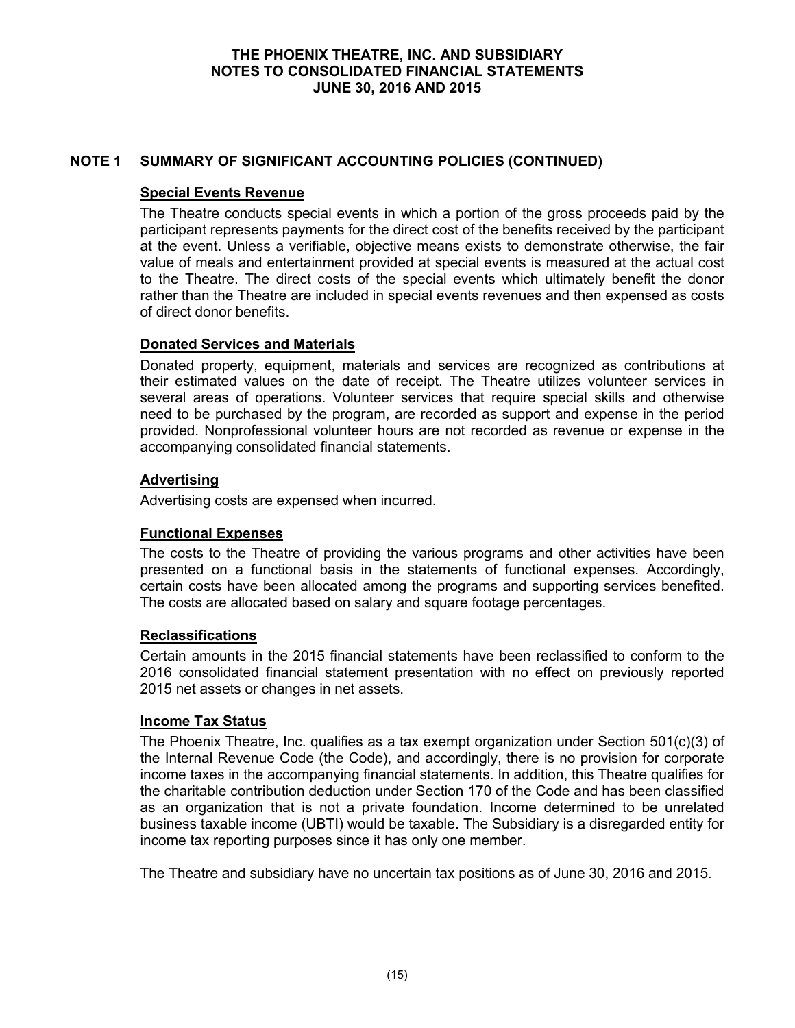## NOTE 1 SUMMARY OF SIGNIFICANT ACCOUNTING POLICIES (CONTINUED)

### Special Events Revenue

The Theatre conducts special events in which a portion of the gross proceeds paid by the participant represents payments for the direct cost of the benefits received by the participant at the event. Unless a verifiable, objective means exists to demonstrate otherwise, the fair value of meals and entertainment provided at special events is measured at the actual cost to the Theatre. The direct costs of the special events which ultimately benefit the donor rather than the Theatre are included in special events revenues and then expensed as costs of direct donor benefits.

### Donated Services and Materials

Donated property, equipment, materials and services are recognized as contributions at their estimated values on the date of receipt. The Theatre utilizes volunteer services in several areas of operations. Volunteer services that require special skills and otherwise need to be purchased by the program, are recorded as support and expense in the period provided. Nonprofessional volunteer hours are not recorded as revenue or expense in the accompanying consolidated financial statements.

### Advertising

Advertising costs are expensed when incurred.

### Functional Expenses

The costs to the Theatre of providing the various programs and other activities have been presented on a functional basis in the statements of functional expenses. Accordingly, certain costs have been allocated among the programs and supporting services benefited. The costs are allocated based on salary and square footage percentages.

### Reclassifications

Certain amounts in the 2015 financial statements have been reclassified to conform to the 2016 consolidated financial statement presentation with no effect on previously reported 2015 net assets or changes in net assets.

### Income Tax Status

The Phoenix Theatre, Inc. qualifies as a tax exempt organization under Section 501(c)(3) of the Internal Revenue Code (the Code), and accordingly, there is no provision for corporate income taxes in the accompanying financial statements. In addition, this Theatre qualifies for the charitable contribution deduction under Section 170 of the Code and has been classified as an organization that is not a private foundation. Income determined to be unrelated business taxable income (UBTI) would be taxable. The Subsidiary is a disregarded entity for income tax reporting purposes since it has only one member.

The Theatre and subsidiary have no uncertain tax positions as of June 30, 2016 and 2015.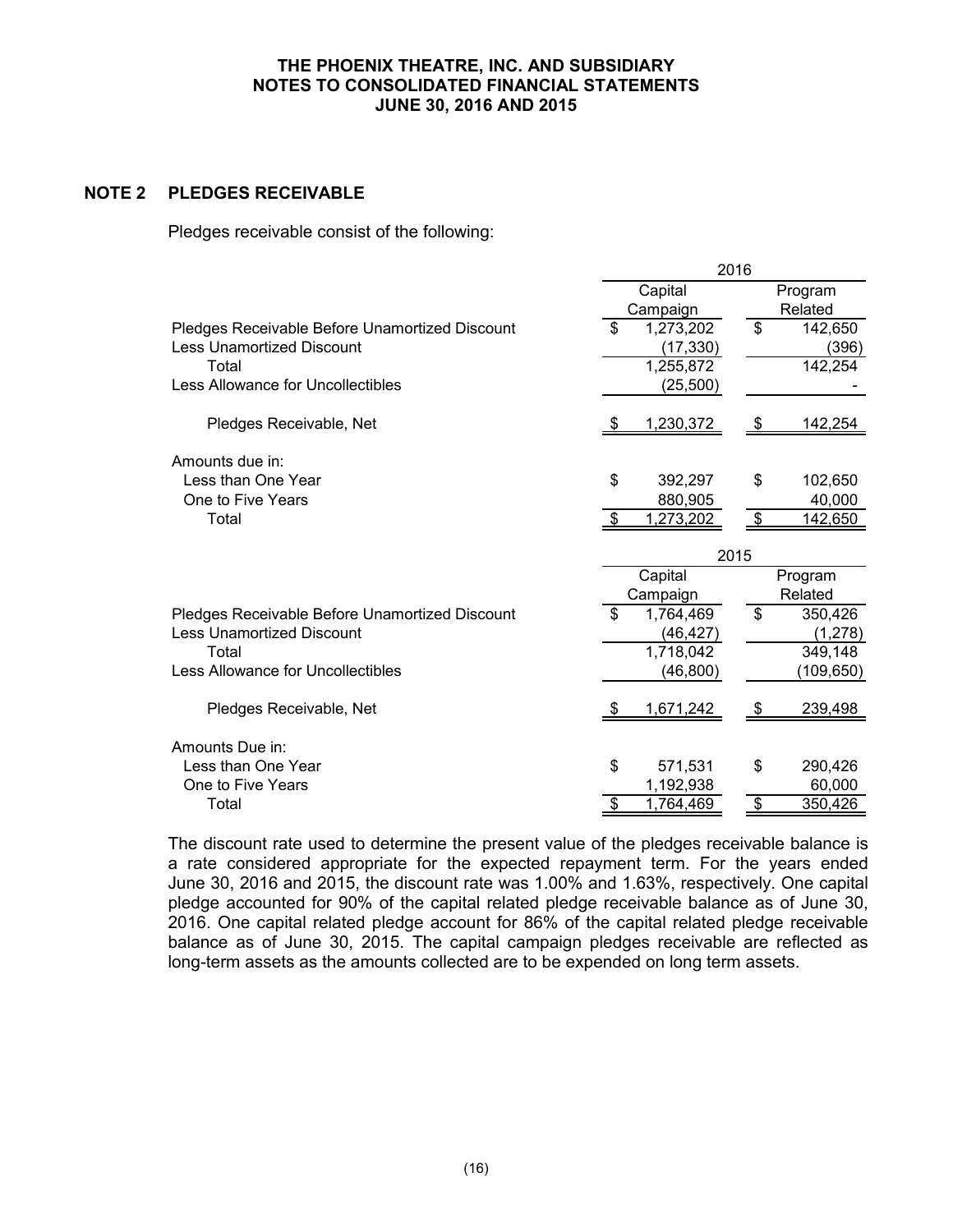## NOTE 2 PLEDGES RECEIVABLE

Pledges receivable consist of the following:

| | 2016 | |
|---|---|---|
| | Capital Campaign | Program Related |
| Pledges Receivable Before Unamortized Discount | $ 1,273,202 | $ 142,650 |
| Less Unamortized Discount | (17,330) | (396) |
| Total | 1,255,872 | 142,254 |
| Less Allowance for Uncollectibles | (25,500) | - |
| Pledges Receivable, Net | $ 1,230,372 | $ 142,254 |
| Amounts due in: | | |
| Less than One Year | $ 392,297 | $ 102,650 |
| One to Five Years | 880,905 | 40,000 |
| Total | $ 1,273,202 | $ 142,650 |

| | 2015 | |
|---|---|---|
| | Capital Campaign | Program Related |
| Pledges Receivable Before Unamortized Discount | $ 1,764,469 | $ 350,426 |
| Less Unamortized Discount | (46,427) | (1,278) |
| Total | 1,718,042 | 349,148 |
| Less Allowance for Uncollectibles | (46,800) | (109,650) |
| Pledges Receivable, Net | $ 1,671,242 | $ 239,498 |
| Amounts Due in: | | |
| Less than One Year | $ 571,531 | $ 290,426 |
| One to Five Years | 1,192,938 | 60,000 |
| Total | $ 1,764,469 | $ 350,426 |

The discount rate used to determine the present value of the pledges receivable balance is a rate considered appropriate for the expected repayment term. For the years ended June 30, 2016 and 2015, the discount rate was 1.00% and 1.63%, respectively. One capital pledge accounted for 90% of the capital related pledge receivable balance as of June 30, 2016. One capital related pledge account for 86% of the capital related pledge receivable balance as of June 30, 2015. The capital campaign pledges receivable are reflected as long-term assets as the amounts collected are to be expended on long term assets.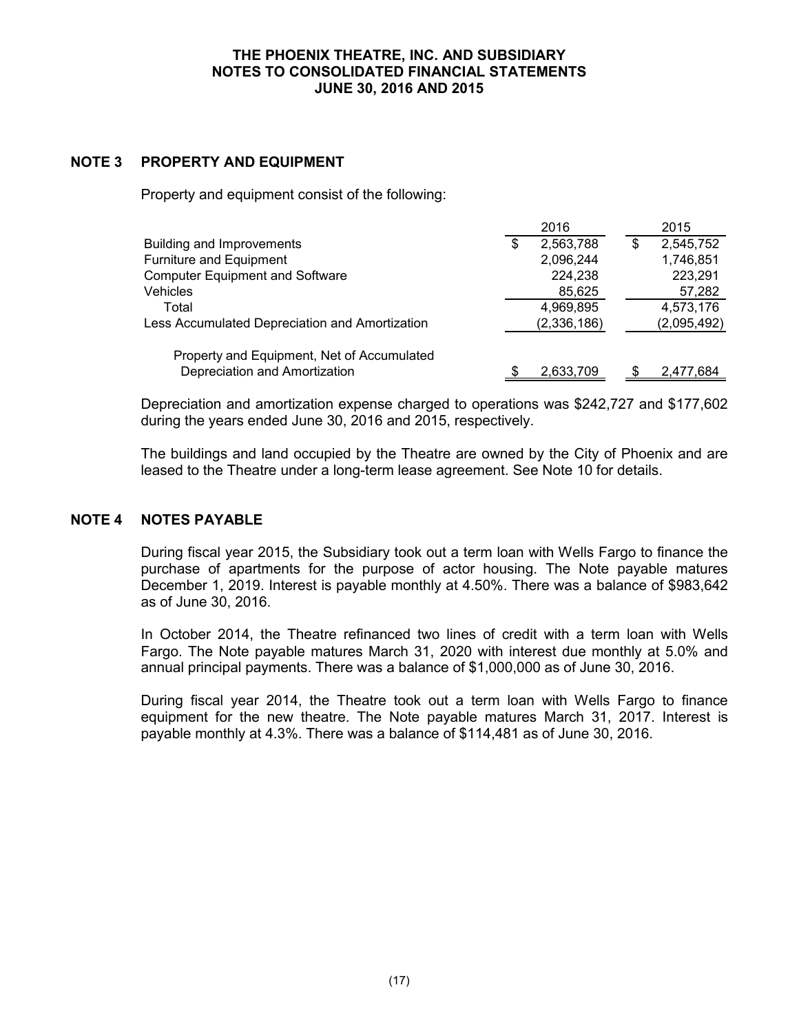## NOTE 3 PROPERTY AND EQUIPMENT

Property and equipment consist of the following:

| | 2016 | 2015 |
|---|---|---|
| Building and Improvements | $ 2,563,788 | $ 2,545,752 |
| Furniture and Equipment | 2,096,244 | 1,746,851 |
| Computer Equipment and Software | 224,238 | 223,291 |
| Vehicles | 85,625 | 57,282 |
| Total | 4,969,895 | 4,573,176 |
| Less Accumulated Depreciation and Amortization | (2,336,186) | (2,095,492) |
| Property and Equipment, Net of Accumulated Depreciation and Amortization | $ 2,633,709 | $ 2,477,684 |

Depreciation and amortization expense charged to operations was $242,727 and $177,602 during the years ended June 30, 2016 and 2015, respectively.

The buildings and land occupied by the Theatre are owned by the City of Phoenix and are leased to the Theatre under a long-term lease agreement. See Note 10 for details.

## NOTE 4 NOTES PAYABLE

During fiscal year 2015, the Subsidiary took out a term loan with Wells Fargo to finance the purchase of apartments for the purpose of actor housing. The Note payable matures December 1, 2019. Interest is payable monthly at 4.50%. There was a balance of $983,642 as of June 30, 2016.

In October 2014, the Theatre refinanced two lines of credit with a term loan with Wells Fargo. The Note payable matures March 31, 2020 with interest due monthly at 5.0% and annual principal payments. There was a balance of $1,000,000 as of June 30, 2016.

During fiscal year 2014, the Theatre took out a term loan with Wells Fargo to finance equipment for the new theatre. The Note payable matures March 31, 2017. Interest is payable monthly at 4.3%. There was a balance of $114,481 as of June 30, 2016.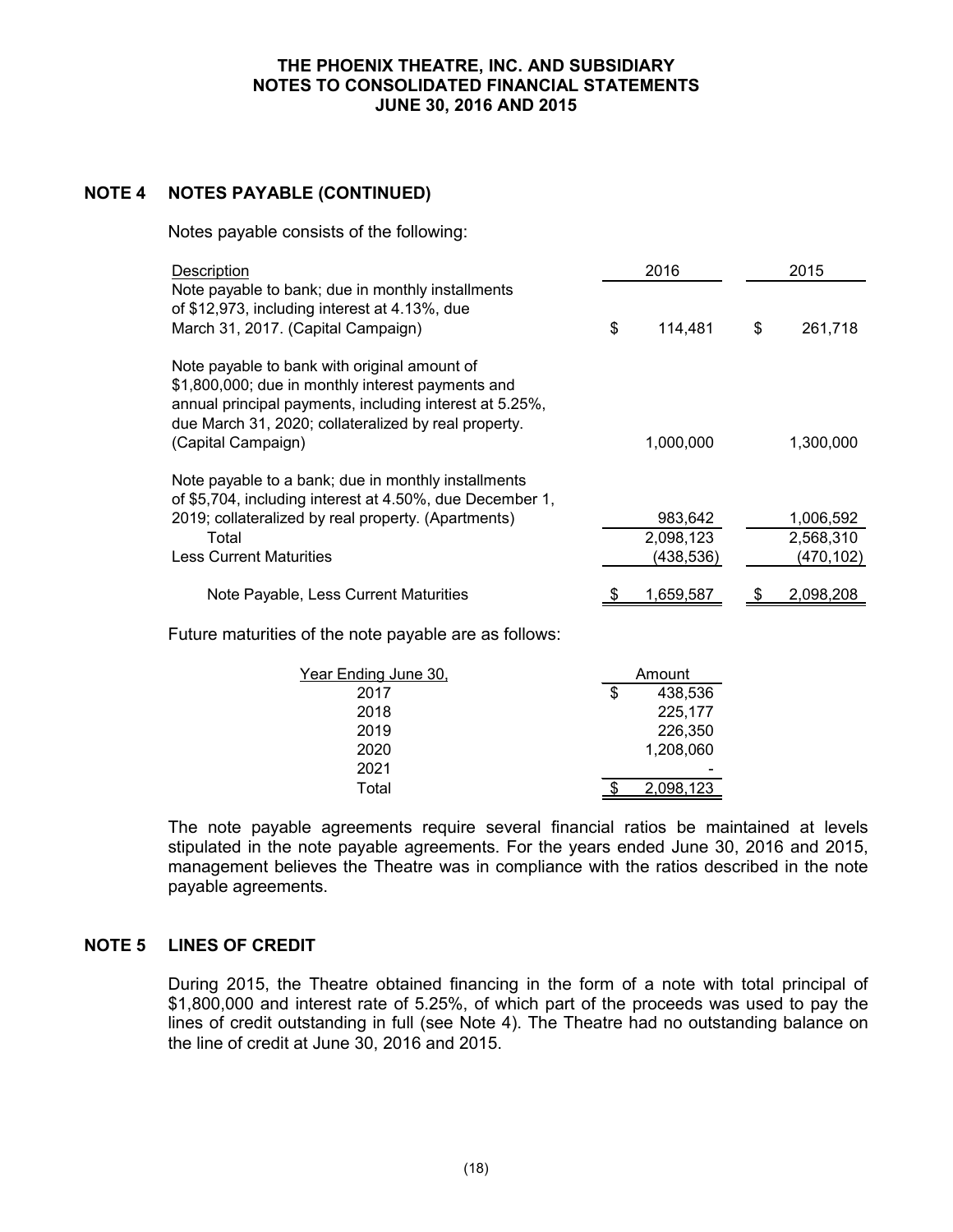## NOTE 4 NOTES PAYABLE (CONTINUED)

Notes payable consists of the following:

| Description | 2016 | 2015 |
|---|---|---|
| Note payable to bank; due in monthly installments of $12,973, including interest at 4.13%, due March 31, 2017. (Capital Campaign) | $ 114,481 | $ 261,718 |
| Note payable to bank with original amount of $1,800,000; due in monthly interest payments and annual principal payments, including interest at 5.25%, due March 31, 2020; collateralized by real property. (Capital Campaign) | 1,000,000 | 1,300,000 |
| Note payable to a bank; due in monthly installments of $5,704, including interest at 4.50%, due December 1, 2019; collateralized by real property. (Apartments) | 983,642 | 1,006,592 |
| Total | 2,098,123 | 2,568,310 |
| Less Current Maturities | (438,536) | (470,102) |
| Note Payable, Less Current Maturities | $ 1,659,587 | $ 2,098,208 |

Future maturities of the note payable are as follows:

| Year Ending June 30, | Amount |
|---|---|
| 2017 | $ 438,536 |
| 2018 | 225,177 |
| 2019 | 226,350 |
| 2020 | 1,208,060 |
| 2021 | - |
| Total | $ 2,098,123 |

The note payable agreements require several financial ratios be maintained at levels stipulated in the note payable agreements. For the years ended June 30, 2016 and 2015, management believes the Theatre was in compliance with the ratios described in the note payable agreements.

## NOTE 5 LINES OF CREDIT

During 2015, the Theatre obtained financing in the form of a note with total principal of $1,800,000 and interest rate of 5.25%, of which part of the proceeds was used to pay the lines of credit outstanding in full (see Note 4). The Theatre had no outstanding balance on the line of credit at June 30, 2016 and 2015.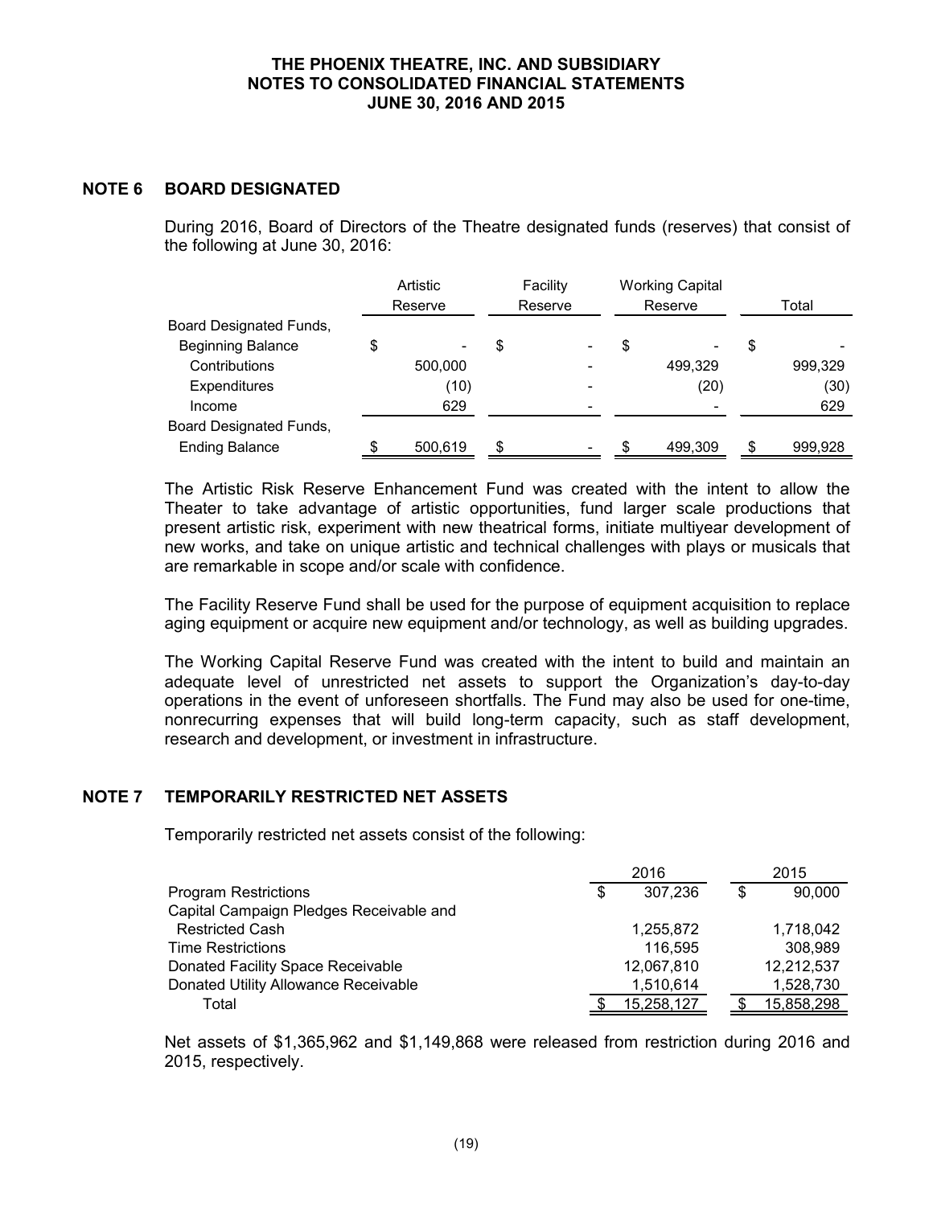## NOTE 6 BOARD DESIGNATED

During 2016, Board of Directors of the Theatre designated funds (reserves) that consist of the following at June 30, 2016:

| | Artistic Reserve | Facility Reserve | Working Capital Reserve | Total |
|---|---|---|---|---|
| Board Designated Funds, | | | | |
| Beginning Balance | $ - | $ - | $ - | $ - |
| Contributions | 500,000 | - | 499,329 | 999,329 |
| Expenditures | (10) | - | (20) | (30) |
| Income | 629 | - | - | 629 |
| Board Designated Funds, | | | | |
| Ending Balance | $ 500,619 | $ - | $ 499,309 | $ 999,928 |

The Artistic Risk Reserve Enhancement Fund was created with the intent to allow the Theater to take advantage of artistic opportunities, fund larger scale productions that present artistic risk, experiment with new theatrical forms, initiate multiyear development of new works, and take on unique artistic and technical challenges with plays or musicals that are remarkable in scope and/or scale with confidence.

The Facility Reserve Fund shall be used for the purpose of equipment acquisition to replace aging equipment or acquire new equipment and/or technology, as well as building upgrades.

The Working Capital Reserve Fund was created with the intent to build and maintain an adequate level of unrestricted net assets to support the Organization's day-to-day operations in the event of unforeseen shortfalls. The Fund may also be used for one-time, nonrecurring expenses that will build long-term capacity, such as staff development, research and development, or investment in infrastructure.

## NOTE 7 TEMPORARILY RESTRICTED NET ASSETS

Temporarily restricted net assets consist of the following:

| | 2016 | 2015 |
|---|---|---|
| Program Restrictions | $ 307,236 | $ 90,000 |
| Capital Campaign Pledges Receivable and | | |
| Restricted Cash | 1,255,872 | 1,718,042 |
| Time Restrictions | 116,595 | 308,989 |
| Donated Facility Space Receivable | 12,067,810 | 12,212,537 |
| Donated Utility Allowance Receivable | 1,510,614 | 1,528,730 |
| Total | $ 15,258,127 | $ 15,858,298 |

Net assets of $1,365,962 and $1,149,868 were released from restriction during 2016 and 2015, respectively.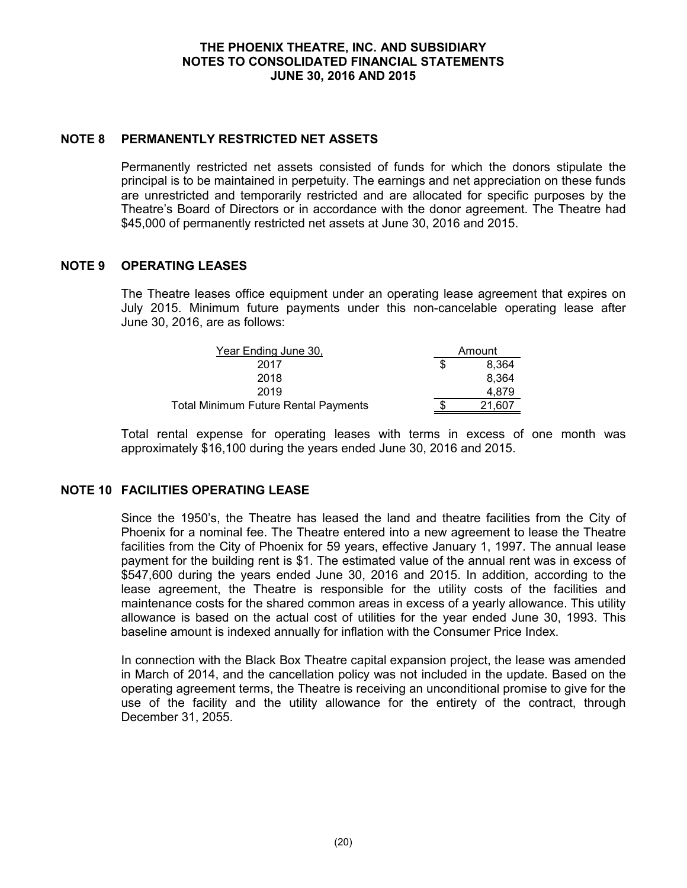## NOTE 8 PERMANENTLY RESTRICTED NET ASSETS

Permanently restricted net assets consisted of funds for which the donors stipulate the principal is to be maintained in perpetuity. The earnings and net appreciation on these funds are unrestricted and temporarily restricted and are allocated for specific purposes by the Theatre's Board of Directors or in accordance with the donor agreement. The Theatre had $45,000 of permanently restricted net assets at June 30, 2016 and 2015.

## NOTE 9 OPERATING LEASES

The Theatre leases office equipment under an operating lease agreement that expires on July 2015. Minimum future payments under this non-cancelable operating lease after June 30, 2016, are as follows:

| Year Ending June 30, | Amount |
|---|---|
| 2017 | $ 8,364 |
| 2018 | 8,364 |
| 2019 | 4,879 |
| Total Minimum Future Rental Payments | $ 21,607 |

Total rental expense for operating leases with terms in excess of one month was approximately $16,100 during the years ended June 30, 2016 and 2015.

## NOTE 10 FACILITIES OPERATING LEASE

Since the 1950's, the Theatre has leased the land and theatre facilities from the City of Phoenix for a nominal fee. The Theatre entered into a new agreement to lease the Theatre facilities from the City of Phoenix for 59 years, effective January 1, 1997. The annual lease payment for the building rent is $1. The estimated value of the annual rent was in excess of $547,600 during the years ended June 30, 2016 and 2015. In addition, according to the lease agreement, the Theatre is responsible for the utility costs of the facilities and maintenance costs for the shared common areas in excess of a yearly allowance. This utility allowance is based on the actual cost of utilities for the year ended June 30, 1993. This baseline amount is indexed annually for inflation with the Consumer Price Index.

In connection with the Black Box Theatre capital expansion project, the lease was amended in March of 2014, and the cancellation policy was not included in the update. Based on the operating agreement terms, the Theatre is receiving an unconditional promise to give for the use of the facility and the utility allowance for the entirety of the contract, through December 31, 2055.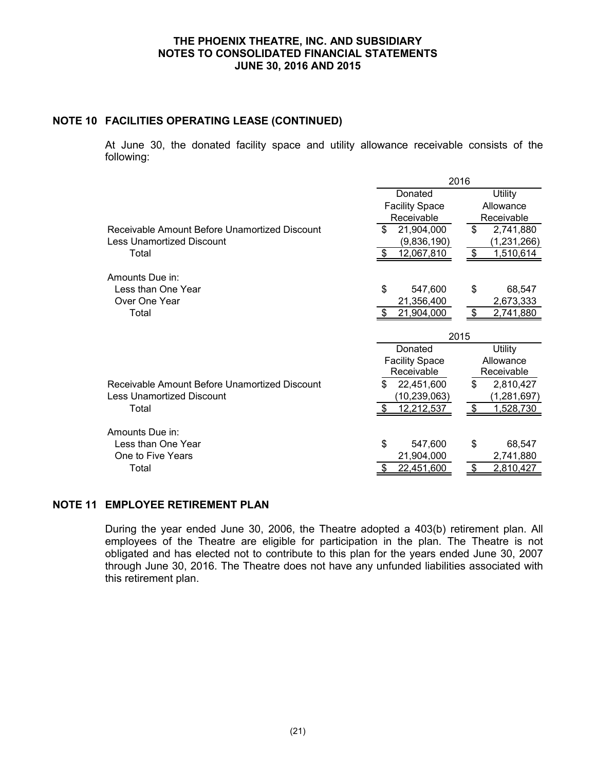## NOTE 10 FACILITIES OPERATING LEASE (CONTINUED)

At June 30, the donated facility space and utility allowance receivable consists of the following:

| | 2016 | |
|---|---|---|
| | Donated Facility Space Receivable | Utility Allowance Receivable |
| Receivable Amount Before Unamortized Discount | $ 21,904,000 | $ 2,741,880 |
| Less Unamortized Discount | (9,836,190) | (1,231,266) |
| Total | $ 12,067,810 | $ 1,510,614 |
| | | |
| Amounts Due in: | | |
| Less than One Year | $ 547,600 | $ 68,547 |
| Over One Year | 21,356,400 | 2,673,333 |
| Total | $ 21,904,000 | $ 2,741,880 |

| | 2015 | |
|---|---|---|
| | Donated Facility Space Receivable | Utility Allowance Receivable |
| Receivable Amount Before Unamortized Discount | $ 22,451,600 | $ 2,810,427 |
| Less Unamortized Discount | (10,239,063) | (1,281,697) |
| Total | $ 12,212,537 | $ 1,528,730 |
| | | |
| Amounts Due in: | | |
| Less than One Year | $ 547,600 | $ 68,547 |
| One to Five Years | 21,904,000 | 2,741,880 |
| Total | $ 22,451,600 | $ 2,810,427 |

## NOTE 11 EMPLOYEE RETIREMENT PLAN

During the year ended June 30, 2006, the Theatre adopted a 403(b) retirement plan. All employees of the Theatre are eligible for participation in the plan. The Theatre is not obligated and has elected not to contribute to this plan for the years ended June 30, 2007 through June 30, 2016. The Theatre does not have any unfunded liabilities associated with this retirement plan.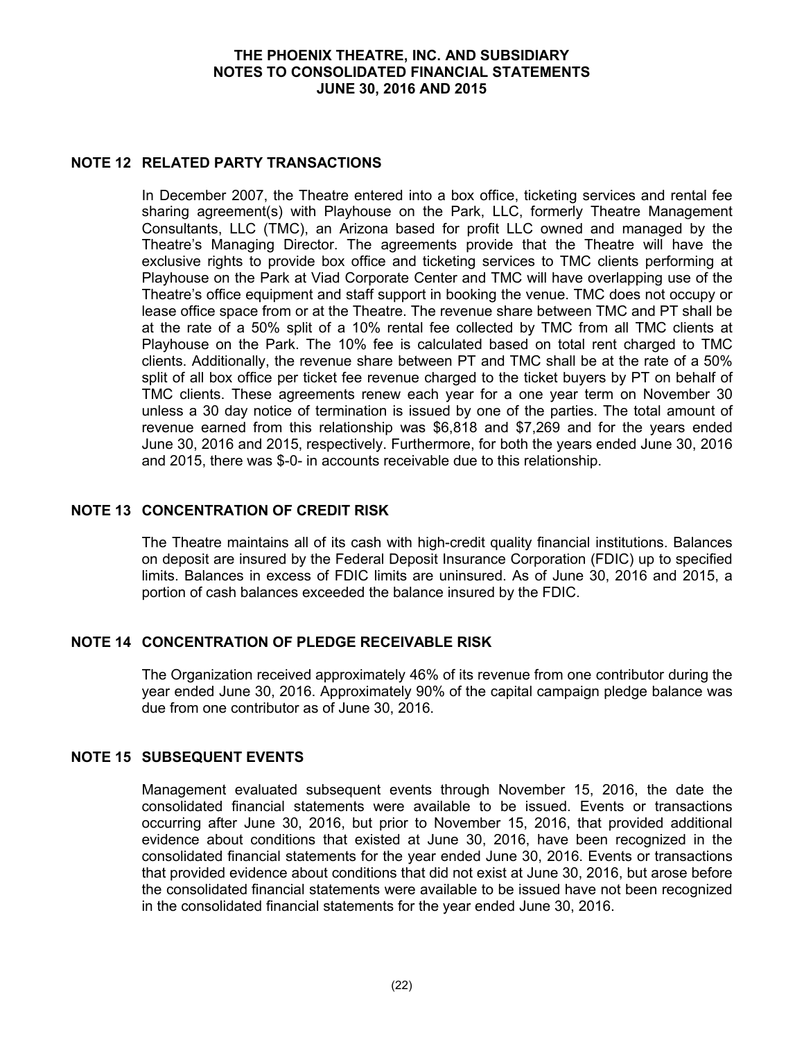## NOTE 12 RELATED PARTY TRANSACTIONS

In December 2007, the Theatre entered into a box office, ticketing services and rental fee sharing agreement(s) with Playhouse on the Park, LLC, formerly Theatre Management Consultants, LLC (TMC), an Arizona based for profit LLC owned and managed by the Theatre's Managing Director. The agreements provide that the Theatre will have the exclusive rights to provide box office and ticketing services to TMC clients performing at Playhouse on the Park at Viad Corporate Center and TMC will have overlapping use of the Theatre's office equipment and staff support in booking the venue. TMC does not occupy or lease office space from or at the Theatre. The revenue share between TMC and PT shall be at the rate of a 50% split of a 10% rental fee collected by TMC from all TMC clients at Playhouse on the Park. The 10% fee is calculated based on total rent charged to TMC clients. Additionally, the revenue share between PT and TMC shall be at the rate of a 50% split of all box office per ticket fee revenue charged to the ticket buyers by PT on behalf of TMC clients. These agreements renew each year for a one year term on November 30 unless a 30 day notice of termination is issued by one of the parties. The total amount of revenue earned from this relationship was $6,818 and $7,269 and for the years ended June 30, 2016 and 2015, respectively. Furthermore, for both the years ended June 30, 2016 and 2015, there was $-0- in accounts receivable due to this relationship.

## NOTE 13 CONCENTRATION OF CREDIT RISK

The Theatre maintains all of its cash with high-credit quality financial institutions. Balances on deposit are insured by the Federal Deposit Insurance Corporation (FDIC) up to specified limits. Balances in excess of FDIC limits are uninsured. As of June 30, 2016 and 2015, a portion of cash balances exceeded the balance insured by the FDIC.

## NOTE 14 CONCENTRATION OF PLEDGE RECEIVABLE RISK

The Organization received approximately 46% of its revenue from one contributor during the year ended June 30, 2016. Approximately 90% of the capital campaign pledge balance was due from one contributor as of June 30, 2016.

## NOTE 15 SUBSEQUENT EVENTS

Management evaluated subsequent events through November 15, 2016, the date the consolidated financial statements were available to be issued. Events or transactions occurring after June 30, 2016, but prior to November 15, 2016, that provided additional evidence about conditions that existed at June 30, 2016, have been recognized in the consolidated financial statements for the year ended June 30, 2016. Events or transactions that provided evidence about conditions that did not exist at June 30, 2016, but arose before the consolidated financial statements were available to be issued have not been recognized in the consolidated financial statements for the year ended June 30, 2016.